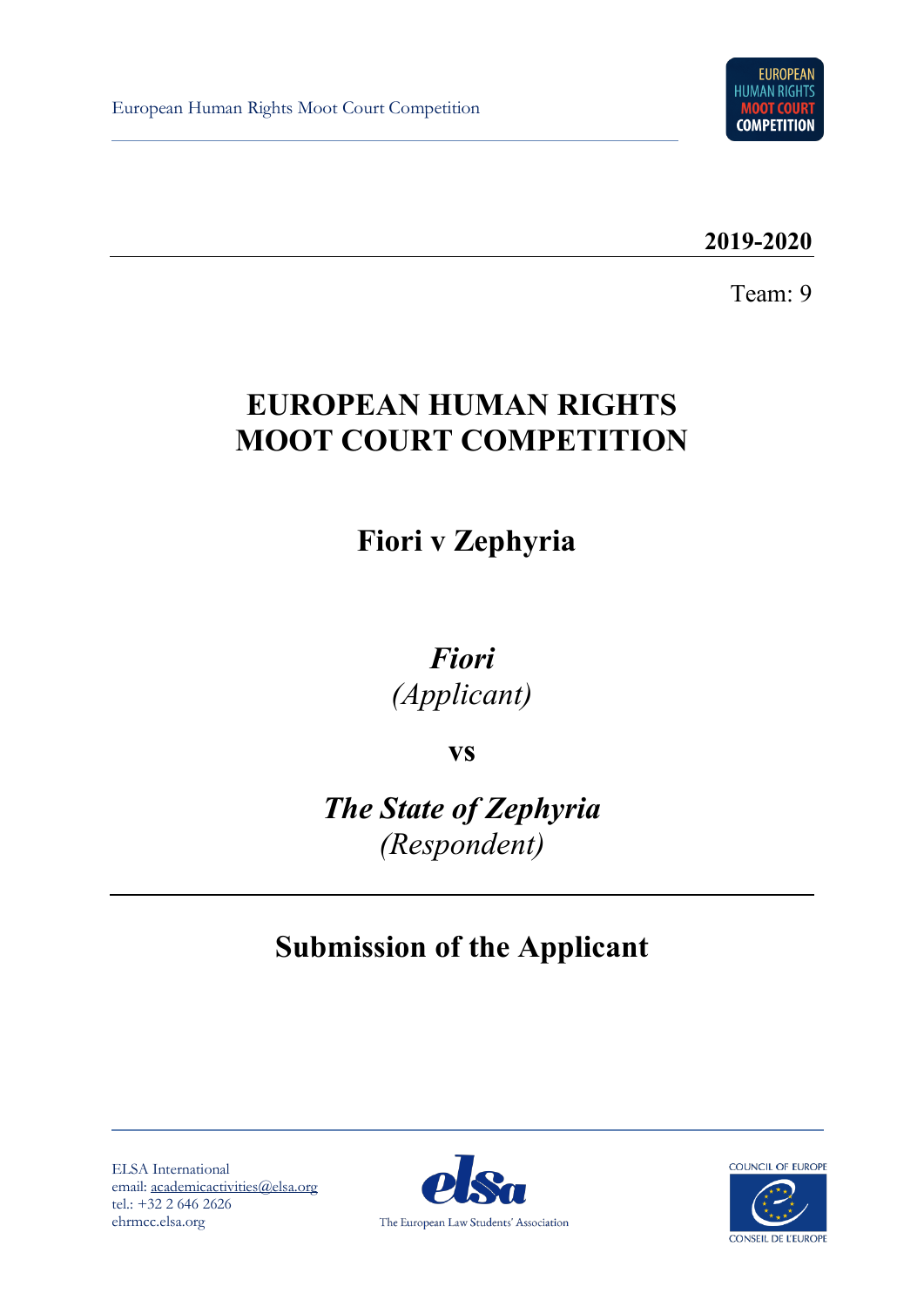European Human Rights Moot Court Competition

**2019-2020**

Team: 9

# EUROPEAN HUMAN RIGHTS MOOT COURT COMPETITION

## Fiori v Zephyria

***Fiori***
*(Applicant)*

**vs**

***The State of Zephyria***
*(Respondent)*

## Submission of the Applicant

ELSA International
email: academicactivities@elsa.org
tel.: +32 2 646 2626
ehrmcc.elsa.org

The European Law Students' Association

COUNCIL OF EUROPE
CONSEIL DE L'EUROPE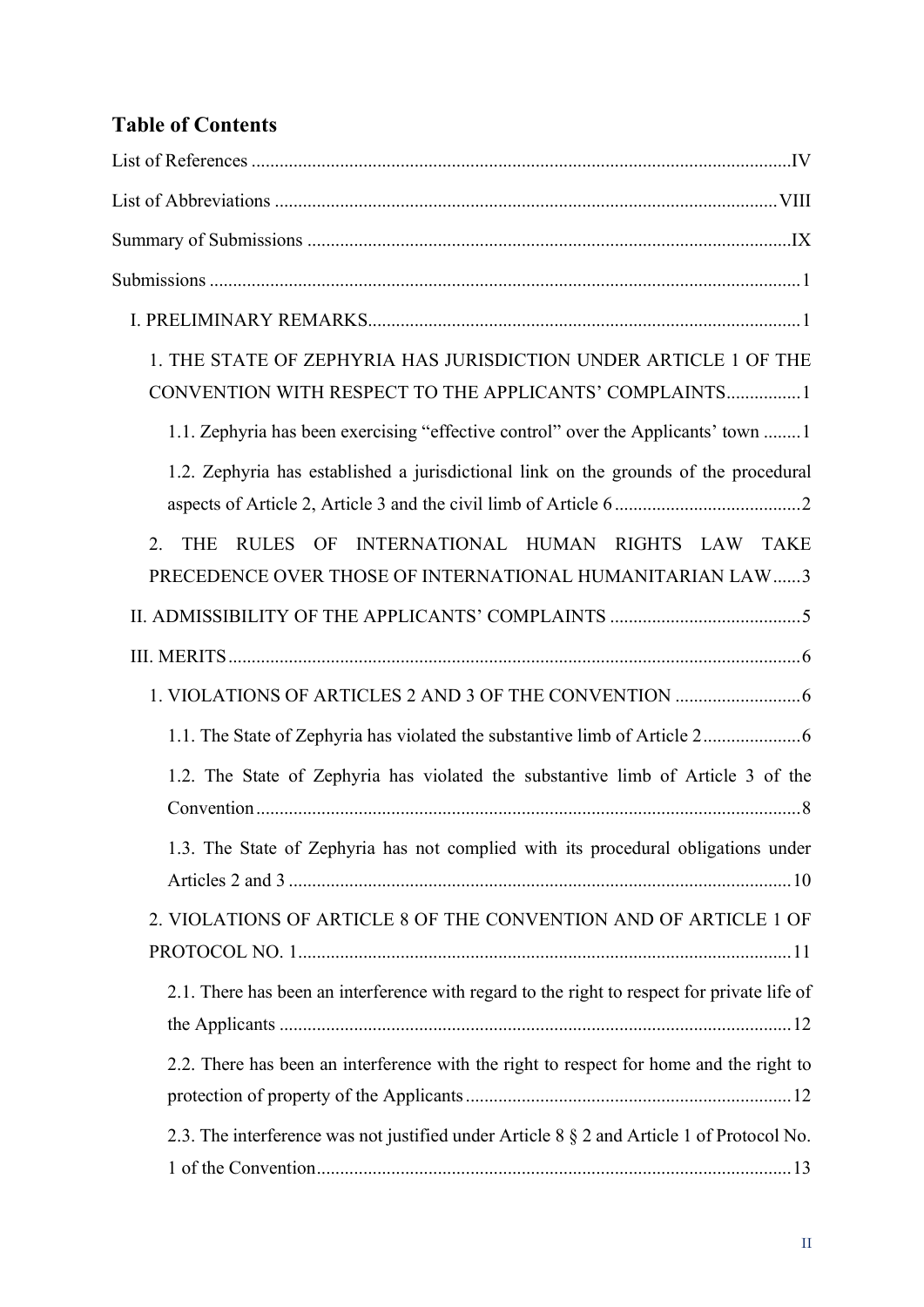## Table of Contents

List of References .................................................................................................................IV

List of Abbreviations ..........................................................................................................VIII

Summary of Submissions .....................................................................................................IX

Submissions ............................................................................................................................1

I. PRELIMINARY REMARKS...........................................................................................1

1. THE STATE OF ZEPHYRIA HAS JURISDICTION UNDER ARTICLE 1 OF THE CONVENTION WITH RESPECT TO THE APPLICANTS' COMPLAINTS...............1

1.1. Zephyria has been exercising "effective control" over the Applicants' town ........1

1.2. Zephyria has established a jurisdictional link on the grounds of the procedural aspects of Article 2, Article 3 and the civil limb of Article 6 .......................................2

2. THE RULES OF INTERNATIONAL HUMAN RIGHTS LAW TAKE PRECEDENCE OVER THOSE OF INTERNATIONAL HUMANITARIAN LAW......3

II. ADMISSIBILITY OF THE APPLICANTS' COMPLAINTS .........................................5

III. MERITS........................................................................................................................6

1. VIOLATIONS OF ARTICLES 2 AND 3 OF THE CONVENTION ...........................6

1.1. The State of Zephyria has violated the substantive limb of Article 2.....................6

1.2. The State of Zephyria has violated the substantive limb of Article 3 of the Convention...................................................................................................................8

1.3. The State of Zephyria has not complied with its procedural obligations under Articles 2 and 3 ..........................................................................................................10

2. VIOLATIONS OF ARTICLE 8 OF THE CONVENTION AND OF ARTICLE 1 OF PROTOCOL NO. 1.......................................................................................................11

2.1. There has been an interference with regard to the right to respect for private life of the Applicants ............................................................................................................12

2.2. There has been an interference with the right to respect for home and the right to protection of property of the Applicants ....................................................................12

2.3. The interference was not justified under Article 8 § 2 and Article 1 of Protocol No. 1 of the Convention....................................................................................................13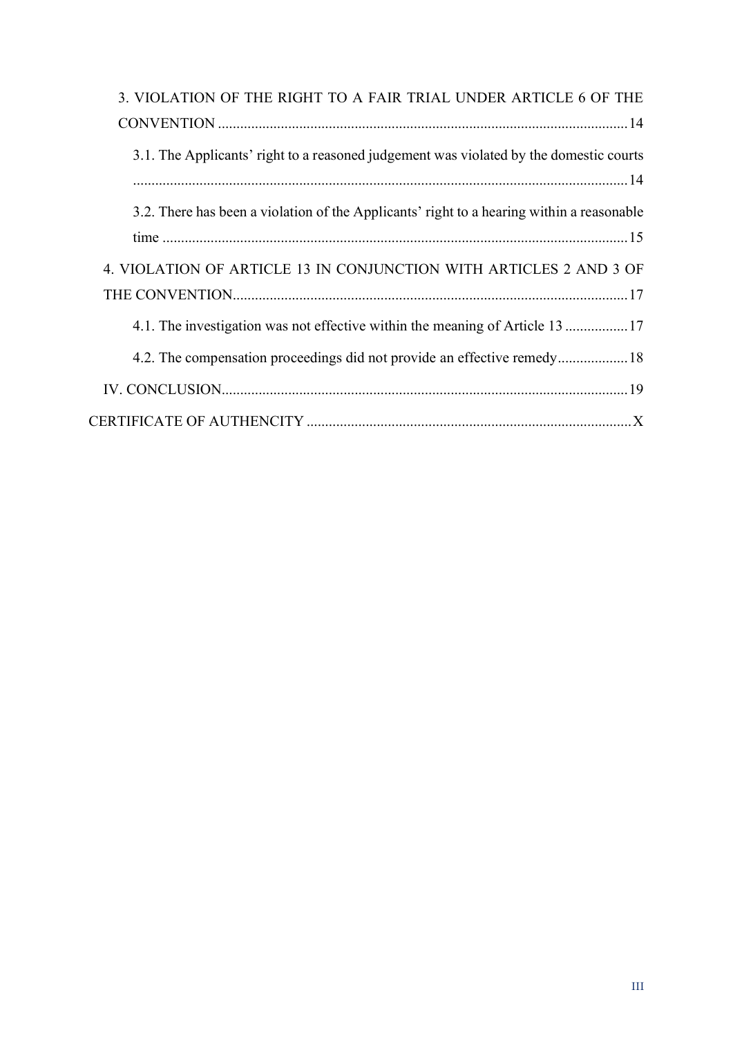3. VIOLATION OF THE RIGHT TO A FAIR TRIAL UNDER ARTICLE 6 OF THE CONVENTION ..... 14

3.1. The Applicants' right to a reasoned judgement was violated by the domestic courts ..... 14

3.2. There has been a violation of the Applicants' right to a hearing within a reasonable time ..... 15

4. VIOLATION OF ARTICLE 13 IN CONJUNCTION WITH ARTICLES 2 AND 3 OF THE CONVENTION ..... 17

4.1. The investigation was not effective within the meaning of Article 13 ..... 17

4.2. The compensation proceedings did not provide an effective remedy ..... 18

IV. CONCLUSION ..... 19

CERTIFICATE OF AUTHENCITY ..... X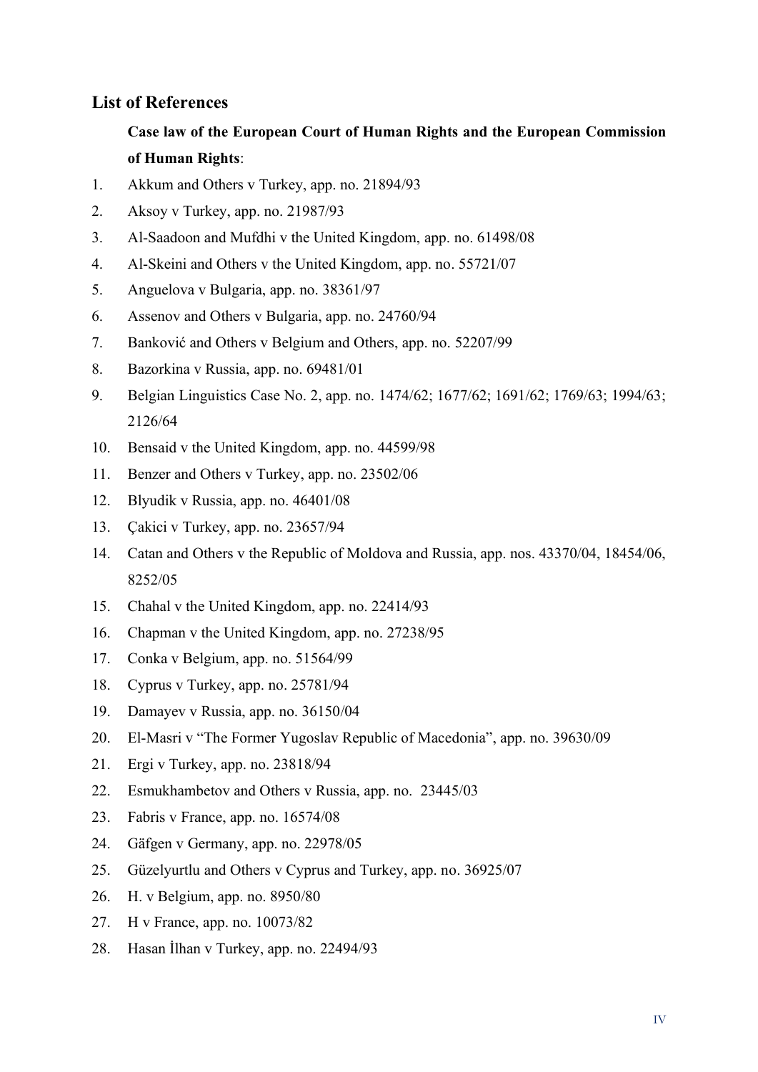## List of References

**Case law of the European Court of Human Rights and the European Commission of Human Rights**:

1. Akkum and Others v Turkey, app. no. 21894/93
2. Aksoy v Turkey, app. no. 21987/93
3. Al-Saadoon and Mufdhi v the United Kingdom, app. no. 61498/08
4. Al-Skeini and Others v the United Kingdom, app. no. 55721/07
5. Anguelova v Bulgaria, app. no. 38361/97
6. Assenov and Others v Bulgaria, app. no. 24760/94
7. Banković and Others v Belgium and Others, app. no. 52207/99
8. Bazorkina v Russia, app. no. 69481/01
9. Belgian Linguistics Case No. 2, app. no. 1474/62; 1677/62; 1691/62; 1769/63; 1994/63; 2126/64
10. Bensaid v the United Kingdom, app. no. 44599/98
11. Benzer and Others v Turkey, app. no. 23502/06
12. Blyudik v Russia, app. no. 46401/08
13. Çakici v Turkey, app. no. 23657/94
14. Catan and Others v the Republic of Moldova and Russia, app. nos. 43370/04, 18454/06, 8252/05
15. Chahal v the United Kingdom, app. no. 22414/93
16. Chapman v the United Kingdom, app. no. 27238/95
17. Conka v Belgium, app. no. 51564/99
18. Cyprus v Turkey, app. no. 25781/94
19. Damayev v Russia, app. no. 36150/04
20. El-Masri v "The Former Yugoslav Republic of Macedonia", app. no. 39630/09
21. Ergi v Turkey, app. no. 23818/94
22. Esmukhambetov and Others v Russia, app. no. 23445/03
23. Fabris v France, app. no. 16574/08
24. Gäfgen v Germany, app. no. 22978/05
25. Güzelyurtlu and Others v Cyprus and Turkey, app. no. 36925/07
26. H. v Belgium, app. no. 8950/80
27. H v France, app. no. 10073/82
28. Hasan İlhan v Turkey, app. no. 22494/93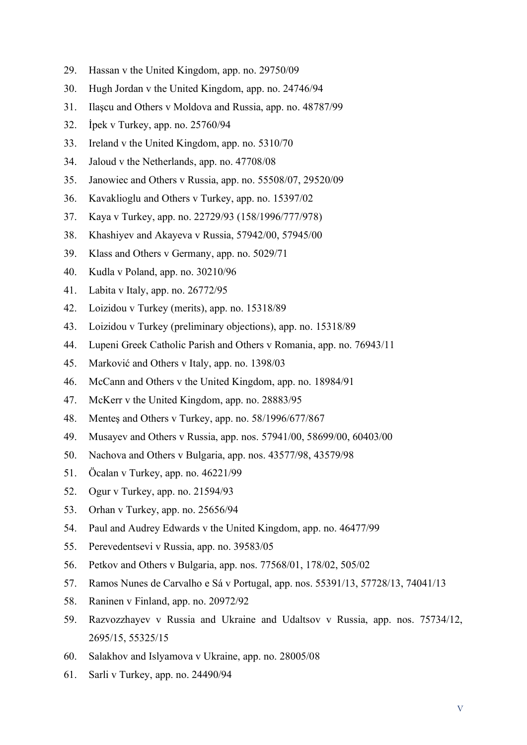29. Hassan v the United Kingdom, app. no. 29750/09
30. Hugh Jordan v the United Kingdom, app. no. 24746/94
31. Ilaşcu and Others v Moldova and Russia, app. no. 48787/99
32. İpek v Turkey, app. no. 25760/94
33. Ireland v the United Kingdom, app. no. 5310/70
34. Jaloud v the Netherlands, app. no. 47708/08
35. Janowiec and Others v Russia, app. no. 55508/07, 29520/09
36. Kavaklioglu and Others v Turkey, app. no. 15397/02
37. Kaya v Turkey, app. no. 22729/93 (158/1996/777/978)
38. Khashiyev and Akayeva v Russia, 57942/00, 57945/00
39. Klass and Others v Germany, app. no. 5029/71
40. Kudla v Poland, app. no. 30210/96
41. Labita v Italy, app. no. 26772/95
42. Loizidou v Turkey (merits), app. no. 15318/89
43. Loizidou v Turkey (preliminary objections), app. no. 15318/89
44. Lupeni Greek Catholic Parish and Others v Romania, app. no. 76943/11
45. Marković and Others v Italy, app. no. 1398/03
46. McCann and Others v the United Kingdom, app. no. 18984/91
47. McKerr v the United Kingdom, app. no. 28883/95
48. Menteş and Others v Turkey, app. no. 58/1996/677/867
49. Musayev and Others v Russia, app. nos. 57941/00, 58699/00, 60403/00
50. Nachova and Others v Bulgaria, app. nos. 43577/98, 43579/98
51. Öcalan v Turkey, app. no. 46221/99
52. Ogur v Turkey, app. no. 21594/93
53. Orhan v Turkey, app. no. 25656/94
54. Paul and Audrey Edwards v the United Kingdom, app. no. 46477/99
55. Perevedentsevi v Russia, app. no. 39583/05
56. Petkov and Others v Bulgaria, app. nos. 77568/01, 178/02, 505/02
57. Ramos Nunes de Carvalho e Sá v Portugal, app. nos. 55391/13, 57728/13, 74041/13
58. Raninen v Finland, app. no. 20972/92
59. Razvozzhayev v Russia and Ukraine and Udaltsov v Russia, app. nos. 75734/12, 2695/15, 55325/15
60. Salakhov and Islyamova v Ukraine, app. no. 28005/08
61. Sarli v Turkey, app. no. 24490/94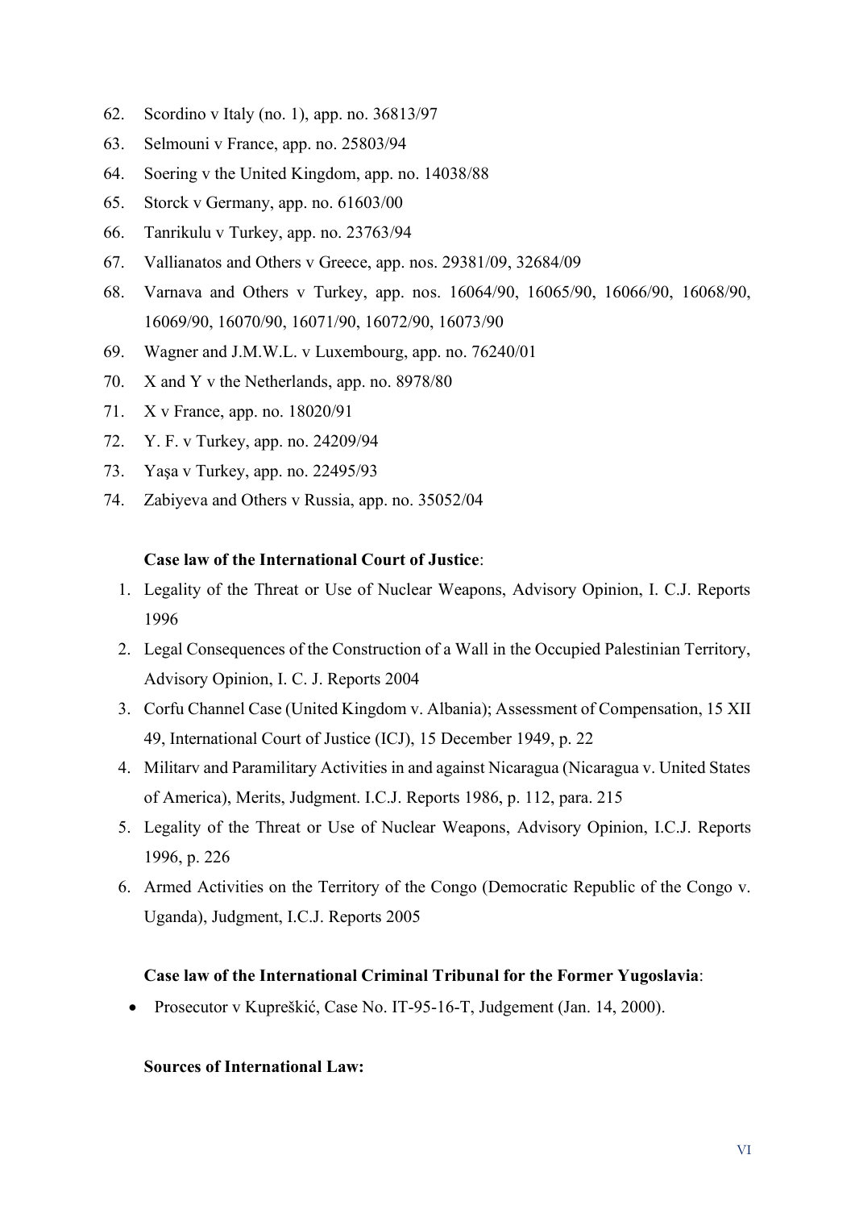62. Scordino v Italy (no. 1), app. no. 36813/97
63. Selmouni v France, app. no. 25803/94
64. Soering v the United Kingdom, app. no. 14038/88
65. Storck v Germany, app. no. 61603/00
66. Tanrikulu v Turkey, app. no. 23763/94
67. Vallianatos and Others v Greece, app. nos. 29381/09, 32684/09
68. Varnava and Others v Turkey, app. nos. 16064/90, 16065/90, 16066/90, 16068/90, 16069/90, 16070/90, 16071/90, 16072/90, 16073/90
69. Wagner and J.M.W.L. v Luxembourg, app. no. 76240/01
70. X and Y v the Netherlands, app. no. 8978/80
71. X v France, app. no. 18020/91
72. Y. F. v Turkey, app. no. 24209/94
73. Yaşa v Turkey, app. no. 22495/93
74. Zabiyeva and Others v Russia, app. no. 35052/04

**Case law of the International Court of Justice**:

1. Legality of the Threat or Use of Nuclear Weapons, Advisory Opinion, I. C.J. Reports 1996
2. Legal Consequences of the Construction of a Wall in the Occupied Palestinian Territory, Advisory Opinion, I. C. J. Reports 2004
3. Corfu Channel Case (United Kingdom v. Albania); Assessment of Compensation, 15 XII 49, International Court of Justice (ICJ), 15 December 1949, p. 22
4. Militarv and Paramilitary Activities in and against Nicaragua (Nicaragua v. United States of America), Merits, Judgment. I.C.J. Reports 1986, p. 112, para. 215
5. Legality of the Threat or Use of Nuclear Weapons, Advisory Opinion, I.C.J. Reports 1996, p. 226
6. Armed Activities on the Territory of the Congo (Democratic Republic of the Congo v. Uganda), Judgment, I.C.J. Reports 2005

**Case law of the International Criminal Tribunal for the Former Yugoslavia**:

- Prosecutor v Kupreškić, Case No. IT-95-16-T, Judgement (Jan. 14, 2000).

**Sources of International Law:**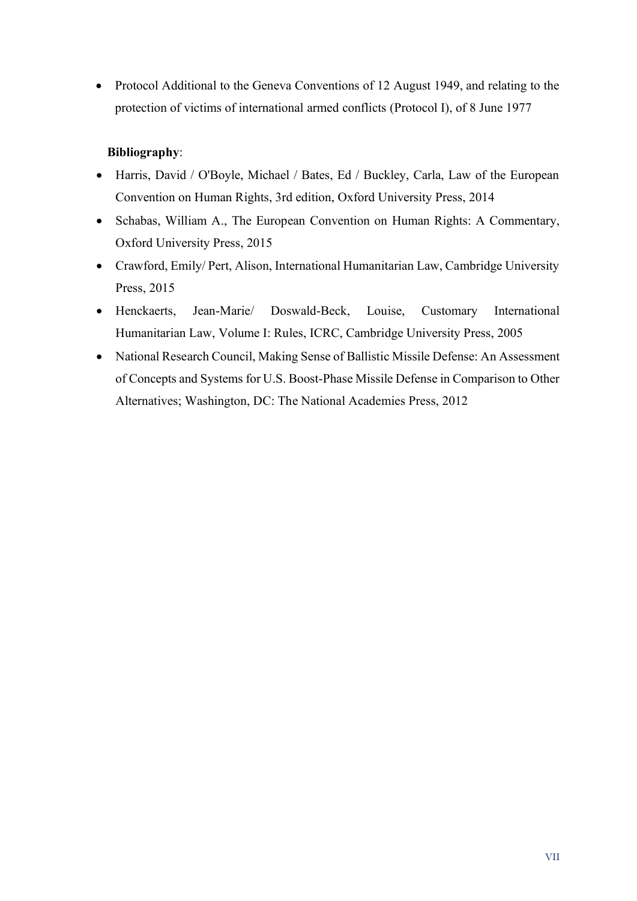- Protocol Additional to the Geneva Conventions of 12 August 1949, and relating to the protection of victims of international armed conflicts (Protocol I), of 8 June 1977

**Bibliography**:

- Harris, David / O'Boyle, Michael / Bates, Ed / Buckley, Carla, Law of the European Convention on Human Rights, 3rd edition, Oxford University Press, 2014
- Schabas, William A., The European Convention on Human Rights: A Commentary, Oxford University Press, 2015
- Crawford, Emily/ Pert, Alison, International Humanitarian Law, Cambridge University Press, 2015
- Henckaerts, Jean-Marie/ Doswald-Beck, Louise, Customary International Humanitarian Law, Volume I: Rules, ICRC, Cambridge University Press, 2005
- National Research Council, Making Sense of Ballistic Missile Defense: An Assessment of Concepts and Systems for U.S. Boost-Phase Missile Defense in Comparison to Other Alternatives; Washington, DC: The National Academies Press, 2012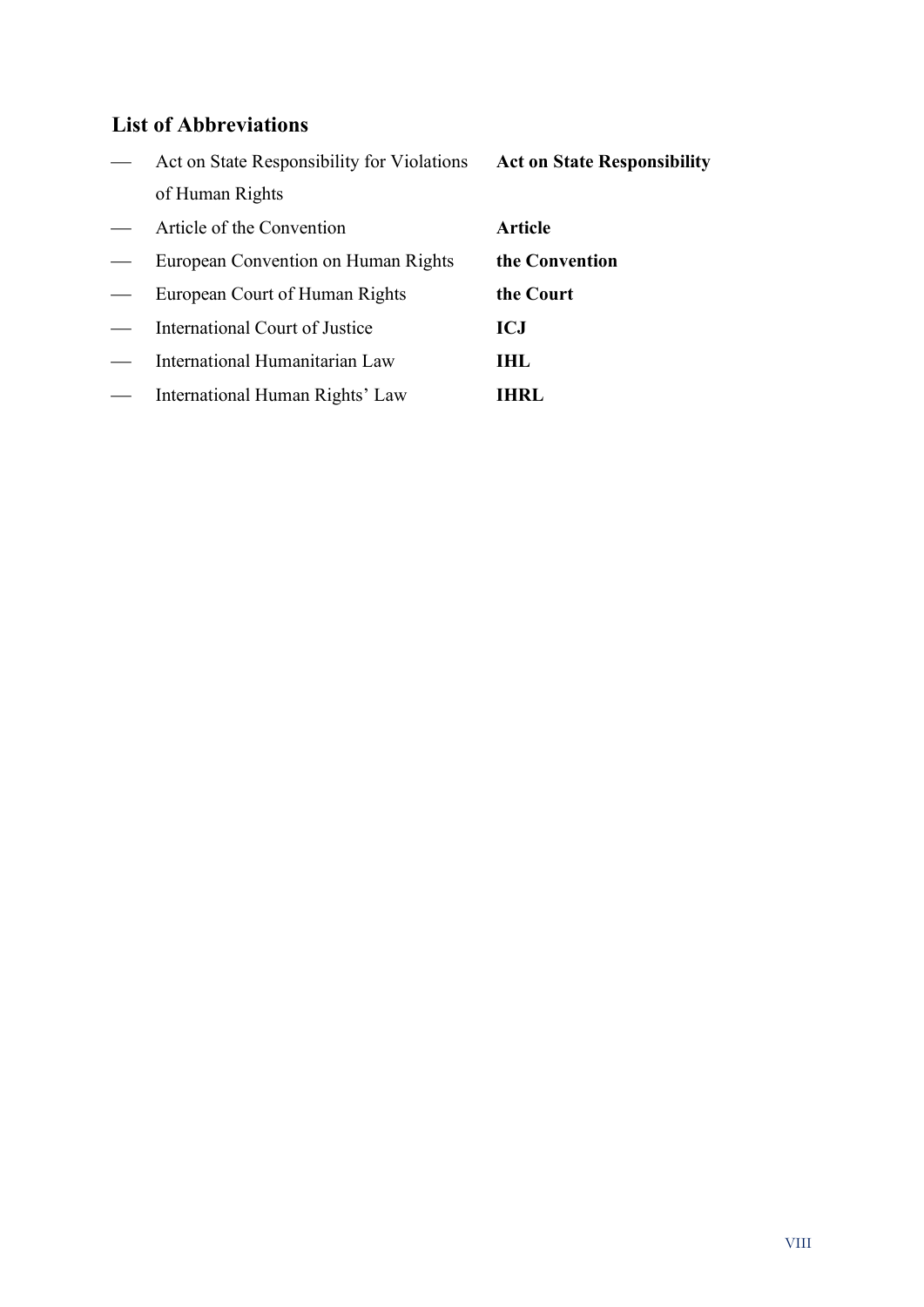## List of Abbreviations

- Act on State Responsibility for Violations of Human Rights — **Act on State Responsibility**
- Article of the Convention — **Article**
- European Convention on Human Rights — **the Convention**
- European Court of Human Rights — **the Court**
- International Court of Justice — **ICJ**
- International Humanitarian Law — **IHL**
- International Human Rights' Law — **IHRL**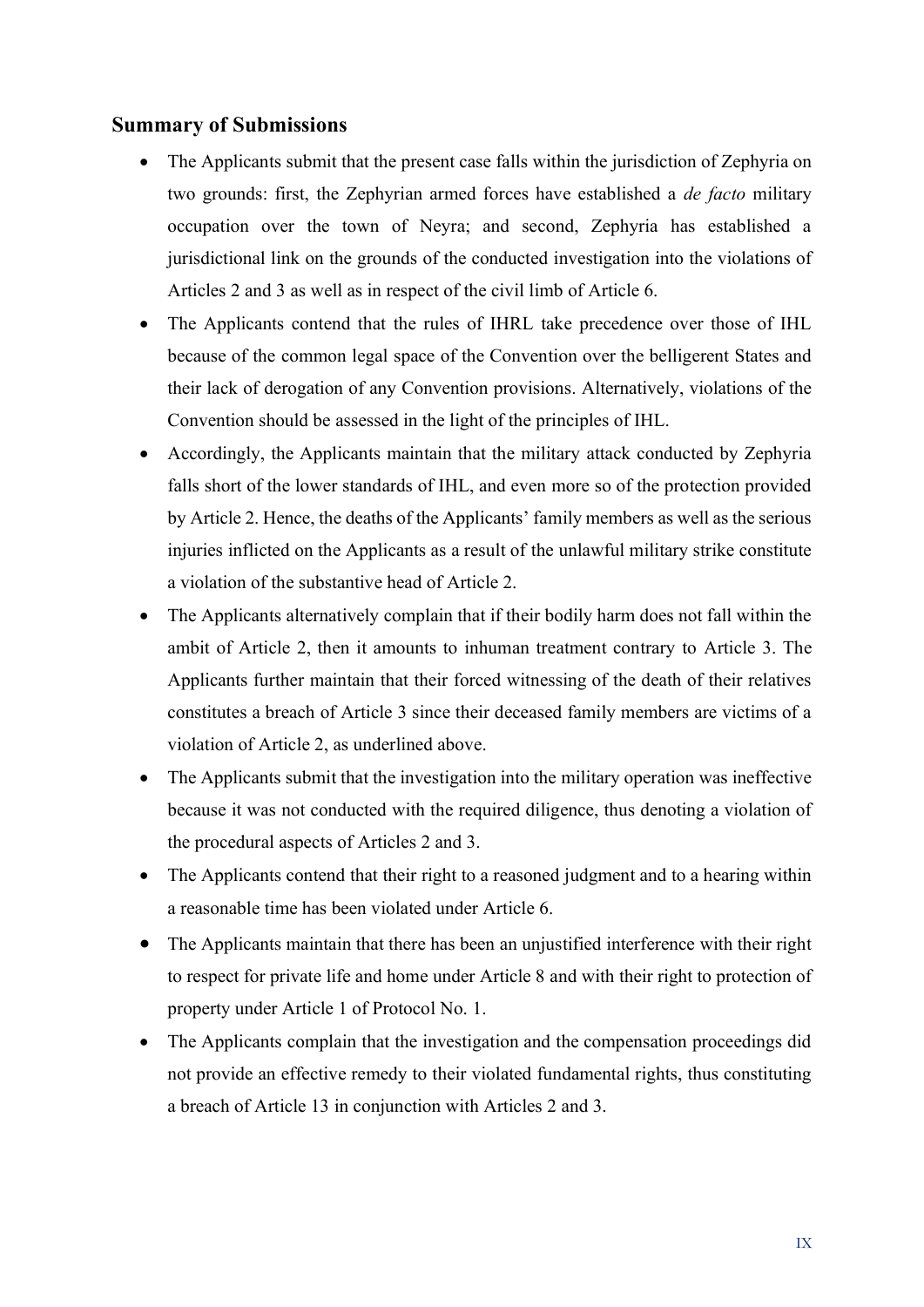## Summary of Submissions

- The Applicants submit that the present case falls within the jurisdiction of Zephyria on two grounds: first, the Zephyrian armed forces have established a *de facto* military occupation over the town of Neyra; and second, Zephyria has established a jurisdictional link on the grounds of the conducted investigation into the violations of Articles 2 and 3 as well as in respect of the civil limb of Article 6.
- The Applicants contend that the rules of IHRL take precedence over those of IHL because of the common legal space of the Convention over the belligerent States and their lack of derogation of any Convention provisions. Alternatively, violations of the Convention should be assessed in the light of the principles of IHL.
- Accordingly, the Applicants maintain that the military attack conducted by Zephyria falls short of the lower standards of IHL, and even more so of the protection provided by Article 2. Hence, the deaths of the Applicants' family members as well as the serious injuries inflicted on the Applicants as a result of the unlawful military strike constitute a violation of the substantive head of Article 2.
- The Applicants alternatively complain that if their bodily harm does not fall within the ambit of Article 2, then it amounts to inhuman treatment contrary to Article 3. The Applicants further maintain that their forced witnessing of the death of their relatives constitutes a breach of Article 3 since their deceased family members are victims of a violation of Article 2, as underlined above.
- The Applicants submit that the investigation into the military operation was ineffective because it was not conducted with the required diligence, thus denoting a violation of the procedural aspects of Articles 2 and 3.
- The Applicants contend that their right to a reasoned judgment and to a hearing within a reasonable time has been violated under Article 6.
- The Applicants maintain that there has been an unjustified interference with their right to respect for private life and home under Article 8 and with their right to protection of property under Article 1 of Protocol No. 1.
- The Applicants complain that the investigation and the compensation proceedings did not provide an effective remedy to their violated fundamental rights, thus constituting a breach of Article 13 in conjunction with Articles 2 and 3.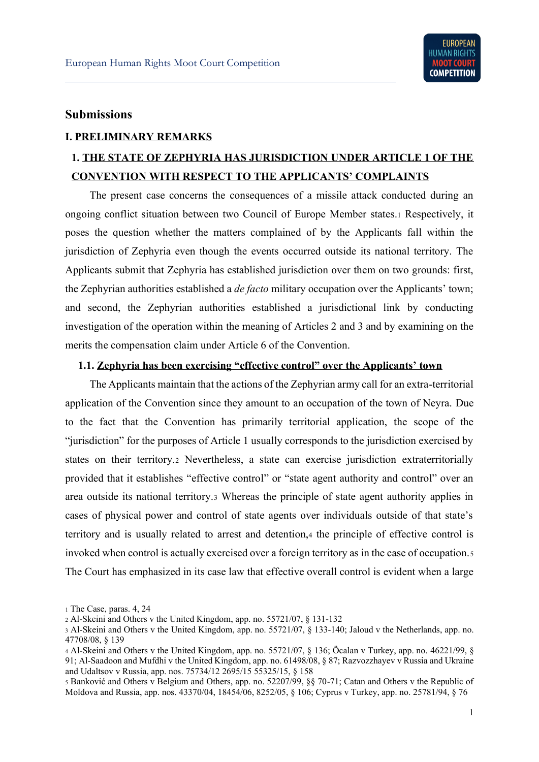## Submissions

### I. PRELIMINARY REMARKS

### 1. THE STATE OF ZEPHYRIA HAS JURISDICTION UNDER ARTICLE 1 OF THE CONVENTION WITH RESPECT TO THE APPLICANTS' COMPLAINTS

The present case concerns the consequences of a missile attack conducted during an ongoing conflict situation between two Council of Europe Member states.[1] Respectively, it poses the question whether the matters complained of by the Applicants fall within the jurisdiction of Zephyria even though the events occurred outside its national territory. The Applicants submit that Zephyria has established jurisdiction over them on two grounds: first, the Zephyrian authorities established a *de facto* military occupation over the Applicants' town; and second, the Zephyrian authorities established a jurisdictional link by conducting investigation of the operation within the meaning of Articles 2 and 3 and by examining on the merits the compensation claim under Article 6 of the Convention.

#### 1.1. Zephyria has been exercising "effective control" over the Applicants' town

The Applicants maintain that the actions of the Zephyrian army call for an extra-territorial application of the Convention since they amount to an occupation of the town of Neyra. Due to the fact that the Convention has primarily territorial application, the scope of the "jurisdiction" for the purposes of Article 1 usually corresponds to the jurisdiction exercised by states on their territory.[2] Nevertheless, a state can exercise jurisdiction extraterritorially provided that it establishes "effective control" or "state agent authority and control" over an area outside its national territory.[3] Whereas the principle of state agent authority applies in cases of physical power and control of state agents over individuals outside of that state's territory and is usually related to arrest and detention,[4] the principle of effective control is invoked when control is actually exercised over a foreign territory as in the case of occupation.[5] The Court has emphasized in its case law that effective overall control is evident when a large

---

[1] The Case, paras. 4, 24

[2] Al-Skeini and Others v the United Kingdom, app. no. 55721/07, § 131-132

[3] Al-Skeini and Others v the United Kingdom, app. no. 55721/07, § 133-140; Jaloud v the Netherlands, app. no. 47708/08, § 139

[4] Al-Skeini and Others v the United Kingdom, app. no. 55721/07, § 136; Öcalan v Turkey, app. no. 46221/99, § 91; Al-Saadoon and Mufdhi v the United Kingdom, app. no. 61498/08, § 87; Razvozzhayev v Russia and Ukraine and Udaltsov v Russia, app. nos. 75734/12 2695/15 55325/15, § 158

[5] Banković and Others v Belgium and Others, app. no. 52207/99, §§ 70-71; Catan and Others v the Republic of Moldova and Russia, app. nos. 43370/04, 18454/06, 8252/05, § 106; Cyprus v Turkey, app. no. 25781/94, § 76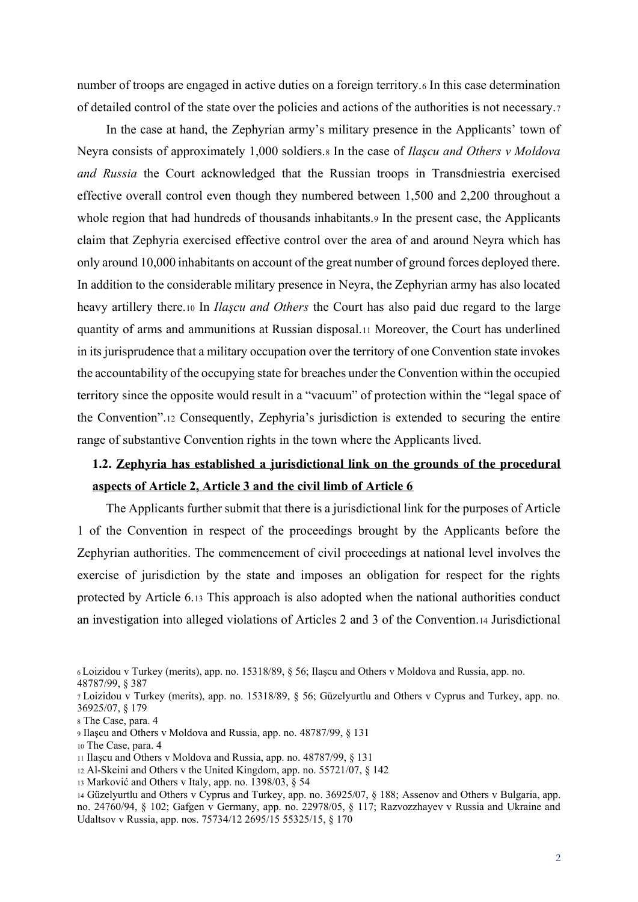number of troops are engaged in active duties on a foreign territory.[6] In this case determination of detailed control of the state over the policies and actions of the authorities is not necessary.[7]

In the case at hand, the Zephyrian army's military presence in the Applicants' town of Neyra consists of approximately 1,000 soldiers.[8] In the case of *Ilaşcu and Others v Moldova and Russia* the Court acknowledged that the Russian troops in Transdniestria exercised effective overall control even though they numbered between 1,500 and 2,200 throughout a whole region that had hundreds of thousands inhabitants.[9] In the present case, the Applicants claim that Zephyria exercised effective control over the area of and around Neyra which has only around 10,000 inhabitants on account of the great number of ground forces deployed there. In addition to the considerable military presence in Neyra, the Zephyrian army has also located heavy artillery there.[10] In *Ilaşcu and Others* the Court has also paid due regard to the large quantity of arms and ammunitions at Russian disposal.[11] Moreover, the Court has underlined in its jurisprudence that a military occupation over the territory of one Convention state invokes the accountability of the occupying state for breaches under the Convention within the occupied territory since the opposite would result in a "vacuum" of protection within the "legal space of the Convention".[12] Consequently, Zephyria's jurisdiction is extended to securing the entire range of substantive Convention rights in the town where the Applicants lived.

### 1.2. **Zephyria has established a jurisdictional link on the grounds of the procedural aspects of Article 2, Article 3 and the civil limb of Article 6**

The Applicants further submit that there is a jurisdictional link for the purposes of Article 1 of the Convention in respect of the proceedings brought by the Applicants before the Zephyrian authorities. The commencement of civil proceedings at national level involves the exercise of jurisdiction by the state and imposes an obligation for respect for the rights protected by Article 6.[13] This approach is also adopted when the national authorities conduct an investigation into alleged violations of Articles 2 and 3 of the Convention.[14] Jurisdictional

---

[6] Loizidou v Turkey (merits), app. no. 15318/89, § 56; Ilaşcu and Others v Moldova and Russia, app. no. 48787/99, § 387

[7] Loizidou v Turkey (merits), app. no. 15318/89, § 56; Güzelyurtlu and Others v Cyprus and Turkey, app. no. 36925/07, § 179

[8] The Case, para. 4

[9] Ilaşcu and Others v Moldova and Russia, app. no. 48787/99, § 131

[10] The Case, para. 4

[11] Ilaşcu and Others v Moldova and Russia, app. no. 48787/99, § 131

[12] Al-Skeini and Others v the United Kingdom, app. no. 55721/07, § 142

[13] Marković and Others v Italy, app. no. 1398/03, § 54

[14] Güzelyurtlu and Others v Cyprus and Turkey, app. no. 36925/07, § 188; Assenov and Others v Bulgaria, app. no. 24760/94, § 102; Gafgen v Germany, app. no. 22978/05, § 117; Razvozzhayev v Russia and Ukraine and Udaltsov v Russia, app. nos. 75734/12 2695/15 55325/15, § 170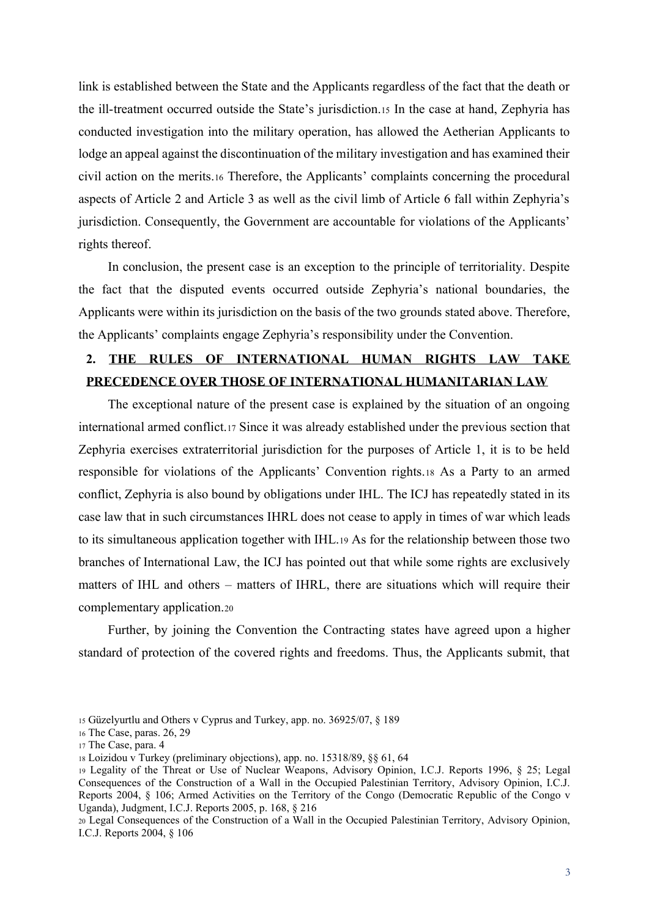link is established between the State and the Applicants regardless of the fact that the death or the ill-treatment occurred outside the State's jurisdiction.[15] In the case at hand, Zephyria has conducted investigation into the military operation, has allowed the Aetherian Applicants to lodge an appeal against the discontinuation of the military investigation and has examined their civil action on the merits.[16] Therefore, the Applicants' complaints concerning the procedural aspects of Article 2 and Article 3 as well as the civil limb of Article 6 fall within Zephyria's jurisdiction. Consequently, the Government are accountable for violations of the Applicants' rights thereof.

In conclusion, the present case is an exception to the principle of territoriality. Despite the fact that the disputed events occurred outside Zephyria's national boundaries, the Applicants were within its jurisdiction on the basis of the two grounds stated above. Therefore, the Applicants' complaints engage Zephyria's responsibility under the Convention.

## 2. THE RULES OF INTERNATIONAL HUMAN RIGHTS LAW TAKE PRECEDENCE OVER THOSE OF INTERNATIONAL HUMANITARIAN LAW

The exceptional nature of the present case is explained by the situation of an ongoing international armed conflict.[17] Since it was already established under the previous section that Zephyria exercises extraterritorial jurisdiction for the purposes of Article 1, it is to be held responsible for violations of the Applicants' Convention rights.[18] As a Party to an armed conflict, Zephyria is also bound by obligations under IHL. The ICJ has repeatedly stated in its case law that in such circumstances IHRL does not cease to apply in times of war which leads to its simultaneous application together with IHL.[19] As for the relationship between those two branches of International Law, the ICJ has pointed out that while some rights are exclusively matters of IHL and others – matters of IHRL, there are situations which will require their complementary application.[20]

Further, by joining the Convention the Contracting states have agreed upon a higher standard of protection of the covered rights and freedoms. Thus, the Applicants submit, that

---

[15] Güzelyurtlu and Others v Cyprus and Turkey, app. no. 36925/07, § 189

[16] The Case, paras. 26, 29

[17] The Case, para. 4

[18] Loizidou v Turkey (preliminary objections), app. no. 15318/89, §§ 61, 64

[19] Legality of the Threat or Use of Nuclear Weapons, Advisory Opinion, I.C.J. Reports 1996, § 25; Legal Consequences of the Construction of a Wall in the Occupied Palestinian Territory, Advisory Opinion, I.C.J. Reports 2004, § 106; Armed Activities on the Territory of the Congo (Democratic Republic of the Congo v Uganda), Judgment, I.C.J. Reports 2005, p. 168, § 216

[20] Legal Consequences of the Construction of a Wall in the Occupied Palestinian Territory, Advisory Opinion, I.C.J. Reports 2004, § 106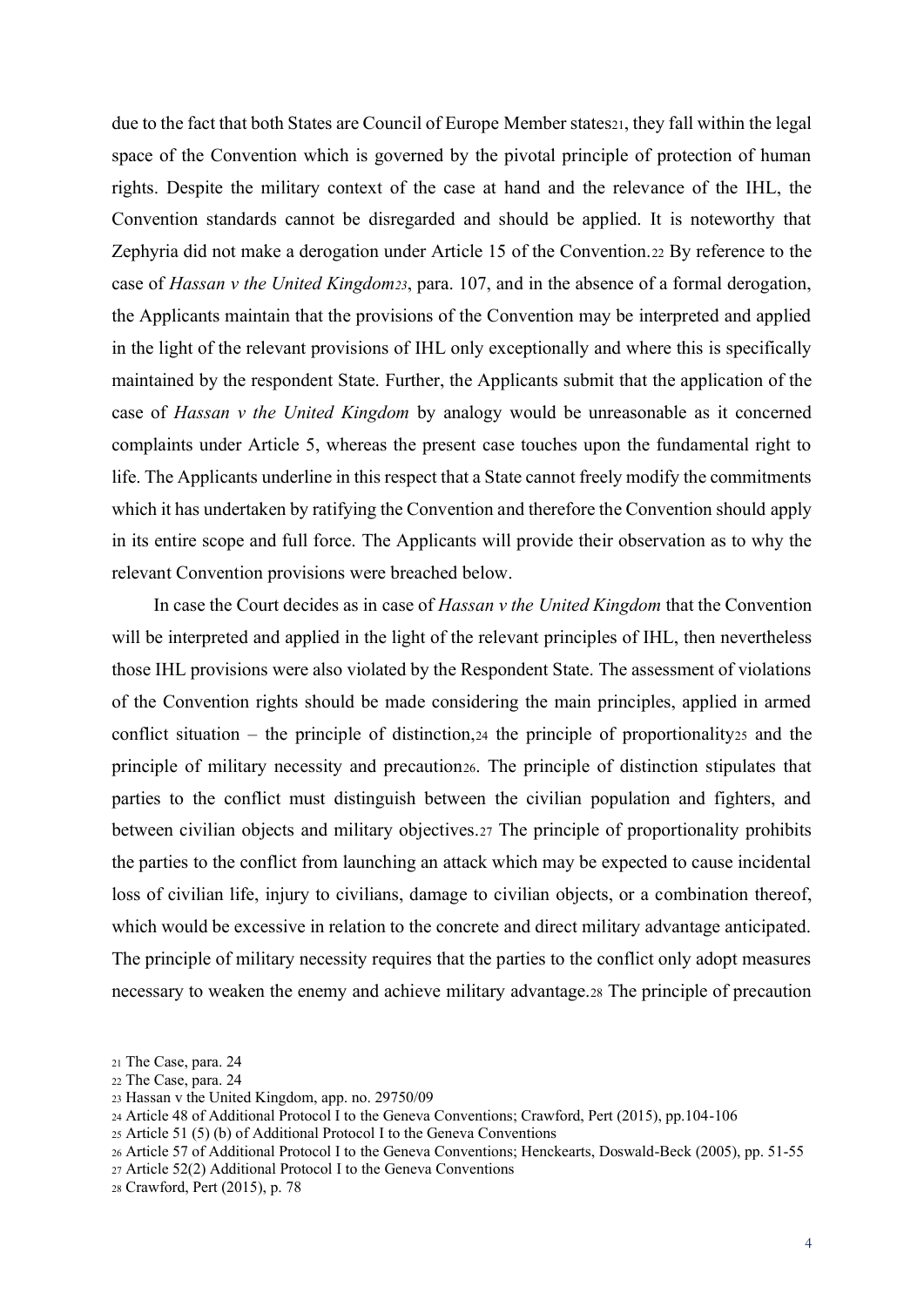due to the fact that both States are Council of Europe Member states[21], they fall within the legal space of the Convention which is governed by the pivotal principle of protection of human rights. Despite the military context of the case at hand and the relevance of the IHL, the Convention standards cannot be disregarded and should be applied. It is noteworthy that Zephyria did not make a derogation under Article 15 of the Convention.[22] By reference to the case of *Hassan v the United Kingdom*[23], para. 107, and in the absence of a formal derogation, the Applicants maintain that the provisions of the Convention may be interpreted and applied in the light of the relevant provisions of IHL only exceptionally and where this is specifically maintained by the respondent State. Further, the Applicants submit that the application of the case of *Hassan v the United Kingdom* by analogy would be unreasonable as it concerned complaints under Article 5, whereas the present case touches upon the fundamental right to life. The Applicants underline in this respect that a State cannot freely modify the commitments which it has undertaken by ratifying the Convention and therefore the Convention should apply in its entire scope and full force. The Applicants will provide their observation as to why the relevant Convention provisions were breached below.

In case the Court decides as in case of *Hassan v the United Kingdom* that the Convention will be interpreted and applied in the light of the relevant principles of IHL, then nevertheless those IHL provisions were also violated by the Respondent State. The assessment of violations of the Convention rights should be made considering the main principles, applied in armed conflict situation – the principle of distinction,[24] the principle of proportionality[25] and the principle of military necessity and precaution[26]. The principle of distinction stipulates that parties to the conflict must distinguish between the civilian population and fighters, and between civilian objects and military objectives.[27] The principle of proportionality prohibits the parties to the conflict from launching an attack which may be expected to cause incidental loss of civilian life, injury to civilians, damage to civilian objects, or a combination thereof, which would be excessive in relation to the concrete and direct military advantage anticipated. The principle of military necessity requires that the parties to the conflict only adopt measures necessary to weaken the enemy and achieve military advantage.[28] The principle of precaution

[21] The Case, para. 24

[22] The Case, para. 24

[23] Hassan v the United Kingdom, app. no. 29750/09

[24] Article 48 of Additional Protocol I to the Geneva Conventions; Crawford, Pert (2015), pp.104-106

[25] Article 51 (5) (b) of Additional Protocol I to the Geneva Conventions

[26] Article 57 of Additional Protocol I to the Geneva Conventions; Henckearts, Doswald-Beck (2005), pp. 51-55

[27] Article 52(2) Additional Protocol I to the Geneva Conventions

[28] Crawford, Pert (2015), p. 78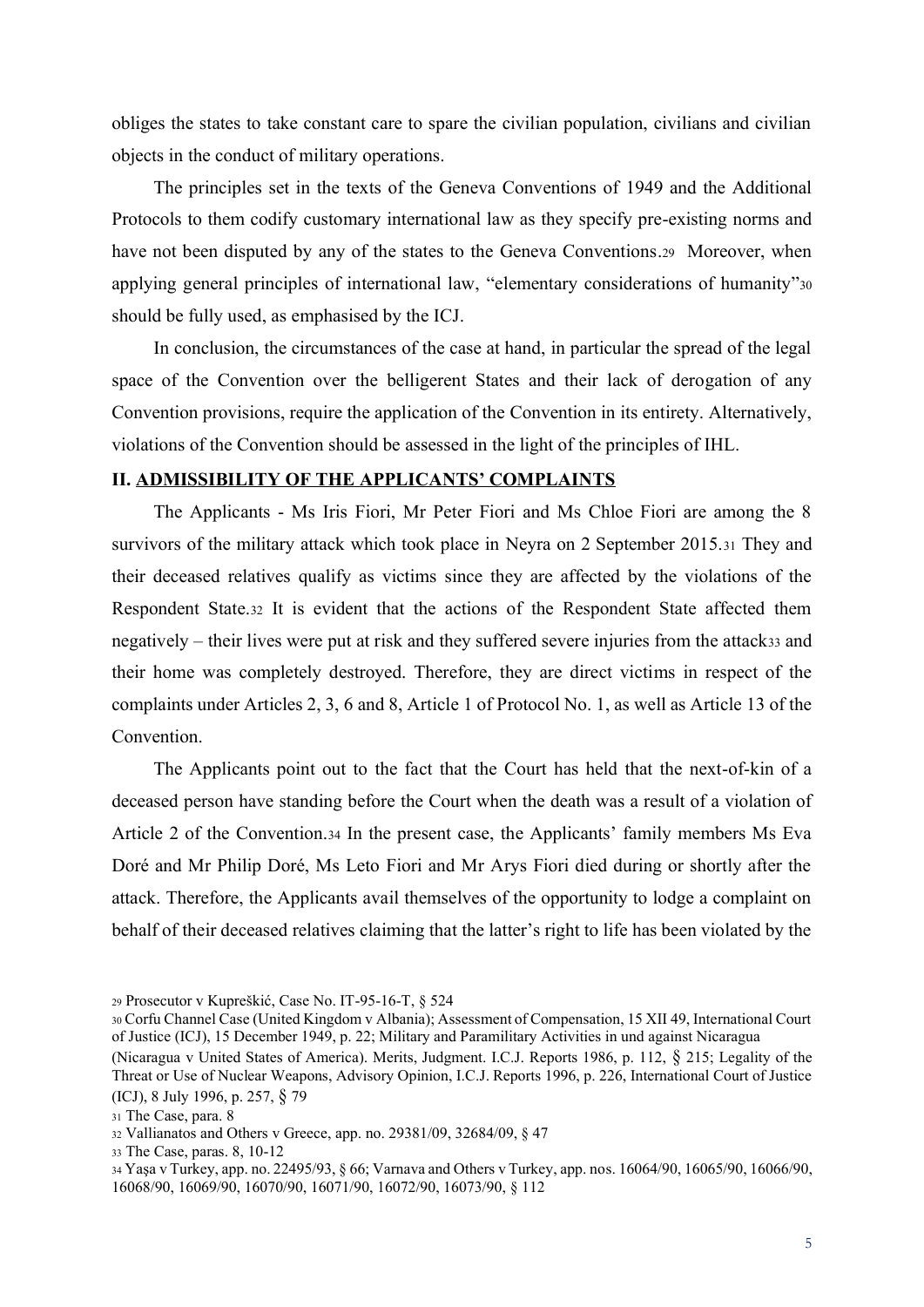obliges the states to take constant care to spare the civilian population, civilians and civilian objects in the conduct of military operations.

The principles set in the texts of the Geneva Conventions of 1949 and the Additional Protocols to them codify customary international law as they specify pre-existing norms and have not been disputed by any of the states to the Geneva Conventions.[29] Moreover, when applying general principles of international law, "elementary considerations of humanity"[30] should be fully used, as emphasised by the ICJ.

In conclusion, the circumstances of the case at hand, in particular the spread of the legal space of the Convention over the belligerent States and their lack of derogation of any Convention provisions, require the application of the Convention in its entirety. Alternatively, violations of the Convention should be assessed in the light of the principles of IHL.

## II. <u>ADMISSIBILITY OF THE APPLICANTS' COMPLAINTS</u>

The Applicants - Ms Iris Fiori, Mr Peter Fiori and Ms Chloe Fiori are among the 8 survivors of the military attack which took place in Neyra on 2 September 2015.[31] They and their deceased relatives qualify as victims since they are affected by the violations of the Respondent State.[32] It is evident that the actions of the Respondent State affected them negatively – their lives were put at risk and they suffered severe injuries from the attack[33] and their home was completely destroyed. Therefore, they are direct victims in respect of the complaints under Articles 2, 3, 6 and 8, Article 1 of Protocol No. 1, as well as Article 13 of the Convention.

The Applicants point out to the fact that the Court has held that the next-of-kin of a deceased person have standing before the Court when the death was a result of a violation of Article 2 of the Convention.[34] In the present case, the Applicants' family members Ms Eva Doré and Mr Philip Doré, Ms Leto Fiori and Mr Arys Fiori died during or shortly after the attack. Therefore, the Applicants avail themselves of the opportunity to lodge a complaint on behalf of their deceased relatives claiming that the latter's right to life has been violated by the

---

[29] Prosecutor v Kupreškić, Case No. IT-95-16-T, § 524

[30] Corfu Channel Case (United Kingdom v Albania); Assessment of Compensation, 15 XII 49, International Court of Justice (ICJ), 15 December 1949, p. 22; Military and Paramilitary Activities in und against Nicaragua (Nicaragua v United States of America). Merits, Judgment. I.C.J. Reports 1986, p. 112, § 215; Legality of the Threat or Use of Nuclear Weapons, Advisory Opinion, I.C.J. Reports 1996, p. 226, International Court of Justice (ICJ), 8 July 1996, p. 257, § 79

[31] The Case, para. 8

[32] Vallianatos and Others v Greece, app. no. 29381/09, 32684/09, § 47

[33] The Case, paras. 8, 10-12

[34] Yaşa v Turkey, app. no. 22495/93, § 66; Varnava and Others v Turkey, app. nos. 16064/90, 16065/90, 16066/90, 16068/90, 16069/90, 16070/90, 16071/90, 16072/90, 16073/90, § 112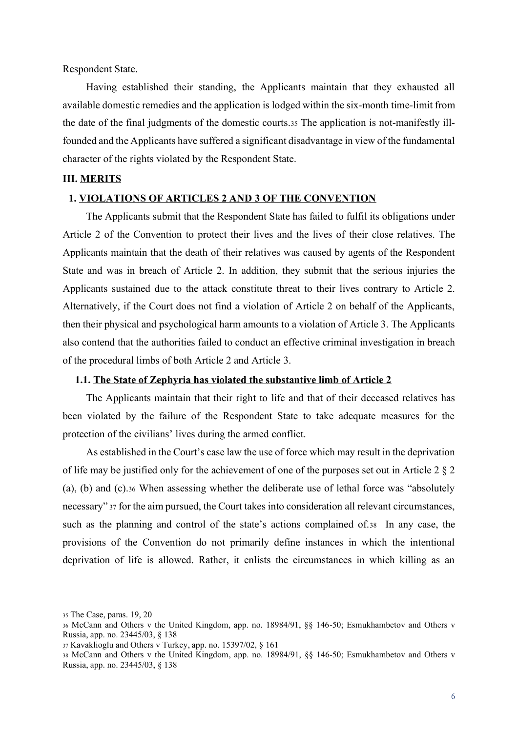Respondent State.

Having established their standing, the Applicants maintain that they exhausted all available domestic remedies and the application is lodged within the six-month time-limit from the date of the final judgments of the domestic courts.[35] The application is not-manifestly ill-founded and the Applicants have suffered a significant disadvantage in view of the fundamental character of the rights violated by the Respondent State.

## III. MERITS

### 1. VIOLATIONS OF ARTICLES 2 AND 3 OF THE CONVENTION

The Applicants submit that the Respondent State has failed to fulfil its obligations under Article 2 of the Convention to protect their lives and the lives of their close relatives. The Applicants maintain that the death of their relatives was caused by agents of the Respondent State and was in breach of Article 2. In addition, they submit that the serious injuries the Applicants sustained due to the attack constitute threat to their lives contrary to Article 2. Alternatively, if the Court does not find a violation of Article 2 on behalf of the Applicants, then their physical and psychological harm amounts to a violation of Article 3. The Applicants also contend that the authorities failed to conduct an effective criminal investigation in breach of the procedural limbs of both Article 2 and Article 3.

#### 1.1. The State of Zephyria has violated the substantive limb of Article 2

The Applicants maintain that their right to life and that of their deceased relatives has been violated by the failure of the Respondent State to take adequate measures for the protection of the civilians' lives during the armed conflict.

As established in the Court's case law the use of force which may result in the deprivation of life may be justified only for the achievement of one of the purposes set out in Article 2 § 2 (a), (b) and (c).[36] When assessing whether the deliberate use of lethal force was "absolutely necessary"[37] for the aim pursued, the Court takes into consideration all relevant circumstances, such as the planning and control of the state's actions complained of.[38] In any case, the provisions of the Convention do not primarily define instances in which the intentional deprivation of life is allowed. Rather, it enlists the circumstances in which killing as an

---

[35] The Case, paras. 19, 20

[36] McCann and Others v the United Kingdom, app. no. 18984/91, §§ 146-50; Esmukhambetov and Others v Russia, app. no. 23445/03, § 138

[37] Kavaklioglu and Others v Turkey, app. no. 15397/02, § 161

[38] McCann and Others v the United Kingdom, app. no. 18984/91, §§ 146-50; Esmukhambetov and Others v Russia, app. no. 23445/03, § 138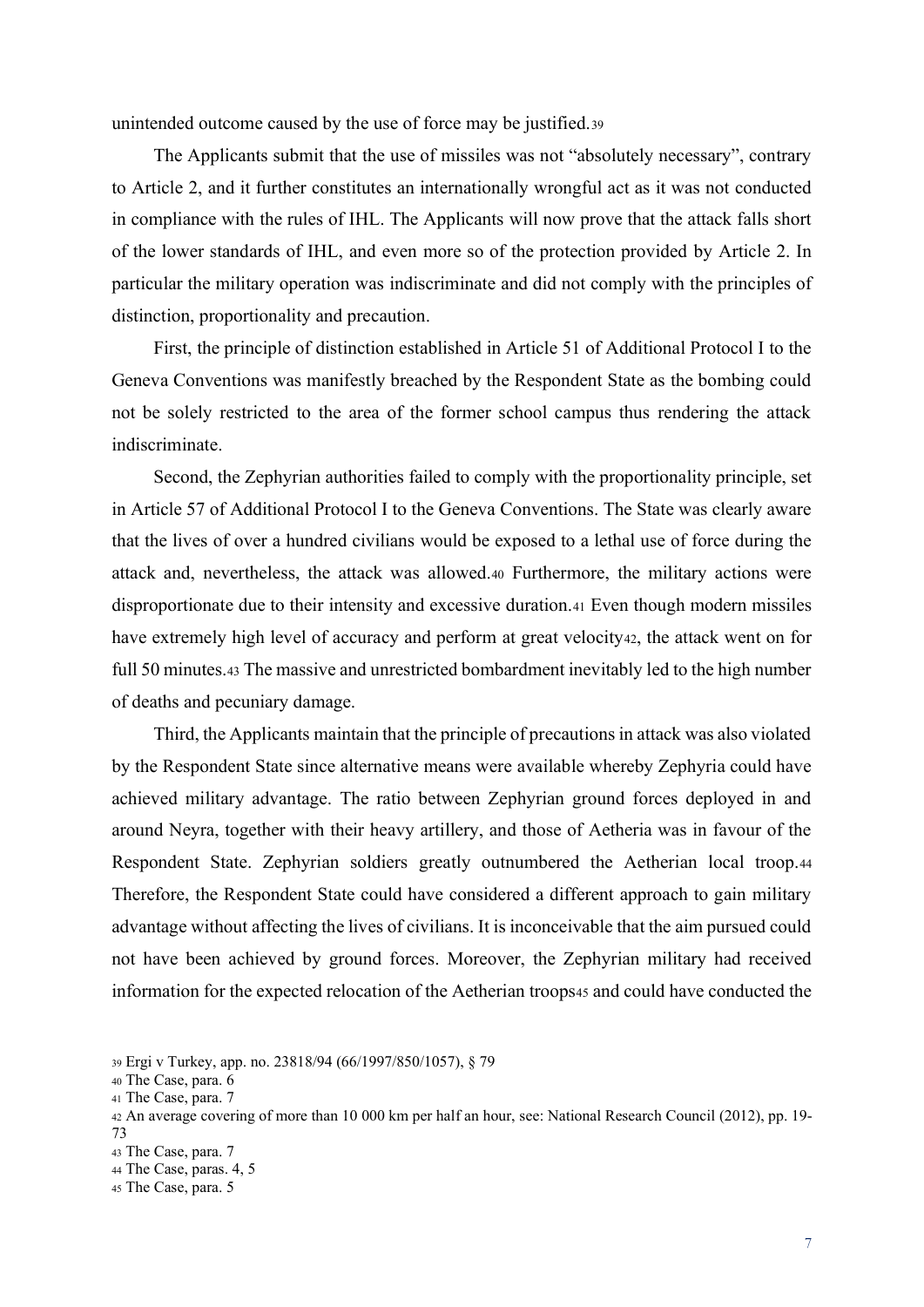unintended outcome caused by the use of force may be justified.[39]

The Applicants submit that the use of missiles was not "absolutely necessary", contrary to Article 2, and it further constitutes an internationally wrongful act as it was not conducted in compliance with the rules of IHL. The Applicants will now prove that the attack falls short of the lower standards of IHL, and even more so of the protection provided by Article 2. In particular the military operation was indiscriminate and did not comply with the principles of distinction, proportionality and precaution.

First, the principle of distinction established in Article 51 of Additional Protocol I to the Geneva Conventions was manifestly breached by the Respondent State as the bombing could not be solely restricted to the area of the former school campus thus rendering the attack indiscriminate.

Second, the Zephyrian authorities failed to comply with the proportionality principle, set in Article 57 of Additional Protocol I to the Geneva Conventions. The State was clearly aware that the lives of over a hundred civilians would be exposed to a lethal use of force during the attack and, nevertheless, the attack was allowed.[40] Furthermore, the military actions were disproportionate due to their intensity and excessive duration.[41] Even though modern missiles have extremely high level of accuracy and perform at great velocity[42], the attack went on for full 50 minutes.[43] The massive and unrestricted bombardment inevitably led to the high number of deaths and pecuniary damage.

Third, the Applicants maintain that the principle of precautions in attack was also violated by the Respondent State since alternative means were available whereby Zephyria could have achieved military advantage. The ratio between Zephyrian ground forces deployed in and around Neyra, together with their heavy artillery, and those of Aetheria was in favour of the Respondent State. Zephyrian soldiers greatly outnumbered the Aetherian local troop.[44] Therefore, the Respondent State could have considered a different approach to gain military advantage without affecting the lives of civilians. It is inconceivable that the aim pursued could not have been achieved by ground forces. Moreover, the Zephyrian military had received information for the expected relocation of the Aetherian troops[45] and could have conducted the

---

[39] Ergi v Turkey, app. no. 23818/94 (66/1997/850/1057), § 79

[40] The Case, para. 6

[41] The Case, para. 7

[42] An average covering of more than 10 000 km per half an hour, see: National Research Council (2012), pp. 19-73

[43] The Case, para. 7

[44] The Case, paras. 4, 5

[45] The Case, para. 5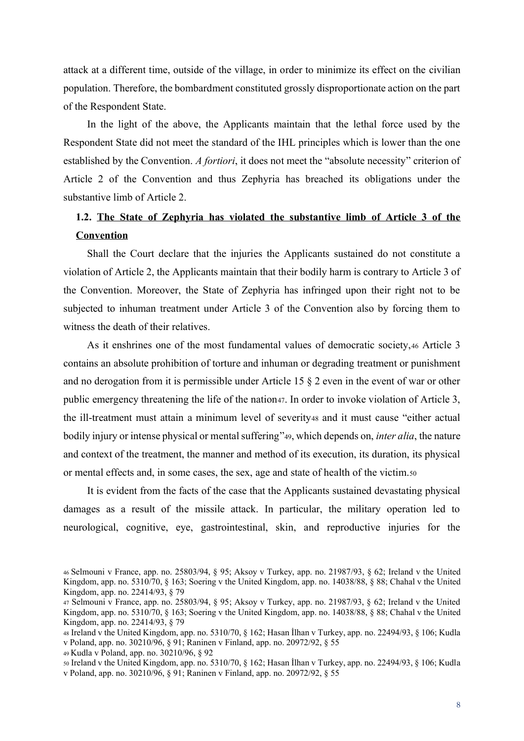attack at a different time, outside of the village, in order to minimize its effect on the civilian population. Therefore, the bombardment constituted grossly disproportionate action on the part of the Respondent State.

In the light of the above, the Applicants maintain that the lethal force used by the Respondent State did not meet the standard of the IHL principles which is lower than the one established by the Convention. *A fortiori*, it does not meet the "absolute necessity" criterion of Article 2 of the Convention and thus Zephyria has breached its obligations under the substantive limb of Article 2.

### 1.2. <u>The State of Zephyria has violated the substantive limb of Article 3 of the Convention</u>

Shall the Court declare that the injuries the Applicants sustained do not constitute a violation of Article 2, the Applicants maintain that their bodily harm is contrary to Article 3 of the Convention. Moreover, the State of Zephyria has infringed upon their right not to be subjected to inhuman treatment under Article 3 of the Convention also by forcing them to witness the death of their relatives.

As it enshrines one of the most fundamental values of democratic society,[46] Article 3 contains an absolute prohibition of torture and inhuman or degrading treatment or punishment and no derogation from it is permissible under Article 15 § 2 even in the event of war or other public emergency threatening the life of the nation[47]. In order to invoke violation of Article 3, the ill-treatment must attain a minimum level of severity[48] and it must cause "either actual bodily injury or intense physical or mental suffering"[49], which depends on, *inter alia*, the nature and context of the treatment, the manner and method of its execution, its duration, its physical or mental effects and, in some cases, the sex, age and state of health of the victim.[50]

It is evident from the facts of the case that the Applicants sustained devastating physical damages as a result of the missile attack. In particular, the military operation led to neurological, cognitive, eye, gastrointestinal, skin, and reproductive injuries for the

---

[46] Selmouni v France, app. no. 25803/94, § 95; Aksoy v Turkey, app. no. 21987/93, § 62; Ireland v the United Kingdom, app. no. 5310/70, § 163; Soering v the United Kingdom, app. no. 14038/88, § 88; Chahal v the United Kingdom, app. no. 22414/93, § 79

[47] Selmouni v France, app. no. 25803/94, § 95; Aksoy v Turkey, app. no. 21987/93, § 62; Ireland v the United Kingdom, app. no. 5310/70, § 163; Soering v the United Kingdom, app. no. 14038/88, § 88; Chahal v the United Kingdom, app. no. 22414/93, § 79

[48] Ireland v the United Kingdom, app. no. 5310/70, § 162; Hasan İlhan v Turkey, app. no. 22494/93, § 106; Kudla v Poland, app. no. 30210/96, § 91; Raninen v Finland, app. no. 20972/92, § 55

[49] Kudla v Poland, app. no. 30210/96, § 92

[50] Ireland v the United Kingdom, app. no. 5310/70, § 162; Hasan İlhan v Turkey, app. no. 22494/93, § 106; Kudla v Poland, app. no. 30210/96, § 91; Raninen v Finland, app. no. 20972/92, § 55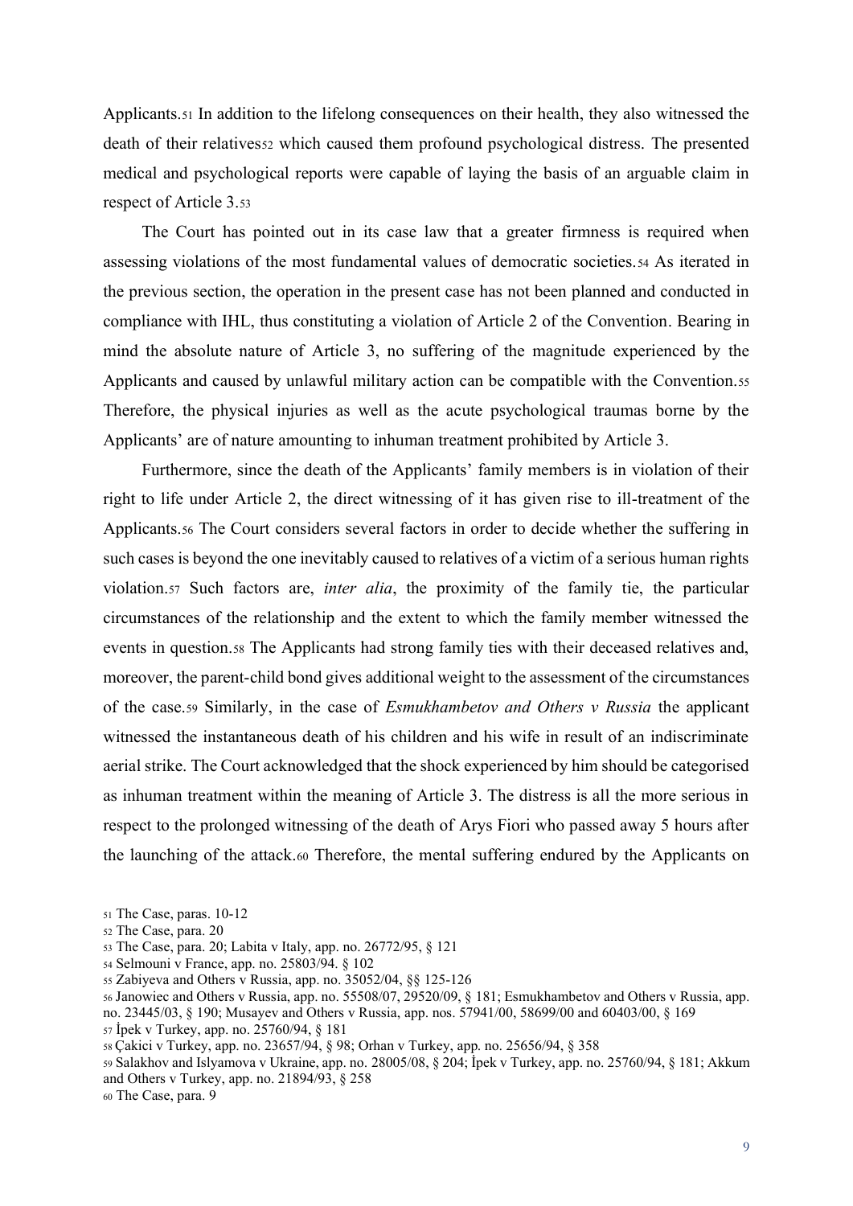Applicants.[51] In addition to the lifelong consequences on their health, they also witnessed the death of their relatives[52] which caused them profound psychological distress. The presented medical and psychological reports were capable of laying the basis of an arguable claim in respect of Article 3.[53]

The Court has pointed out in its case law that a greater firmness is required when assessing violations of the most fundamental values of democratic societies.[54] As iterated in the previous section, the operation in the present case has not been planned and conducted in compliance with IHL, thus constituting a violation of Article 2 of the Convention. Bearing in mind the absolute nature of Article 3, no suffering of the magnitude experienced by the Applicants and caused by unlawful military action can be compatible with the Convention.[55] Therefore, the physical injuries as well as the acute psychological traumas borne by the Applicants' are of nature amounting to inhuman treatment prohibited by Article 3.

Furthermore, since the death of the Applicants' family members is in violation of their right to life under Article 2, the direct witnessing of it has given rise to ill-treatment of the Applicants.[56] The Court considers several factors in order to decide whether the suffering in such cases is beyond the one inevitably caused to relatives of a victim of a serious human rights violation.[57] Such factors are, *inter alia*, the proximity of the family tie, the particular circumstances of the relationship and the extent to which the family member witnessed the events in question.[58] The Applicants had strong family ties with their deceased relatives and, moreover, the parent-child bond gives additional weight to the assessment of the circumstances of the case.[59] Similarly, in the case of *Esmukhambetov and Others v Russia* the applicant witnessed the instantaneous death of his children and his wife in result of an indiscriminate aerial strike. The Court acknowledged that the shock experienced by him should be categorised as inhuman treatment within the meaning of Article 3. The distress is all the more serious in respect to the prolonged witnessing of the death of Arys Fiori who passed away 5 hours after the launching of the attack.[60] Therefore, the mental suffering endured by the Applicants on

---

[51] The Case, paras. 10-12

[52] The Case, para. 20

[53] The Case, para. 20; Labita v Italy, app. no. 26772/95, § 121

[54] Selmouni v France, app. no. 25803/94. § 102

[55] Zabiyeva and Others v Russia, app. no. 35052/04, §§ 125-126

[56] Janowiec and Others v Russia, app. no. 55508/07, 29520/09, § 181; Esmukhambetov and Others v Russia, app. no. 23445/03, § 190; Musayev and Others v Russia, app. nos. 57941/00, 58699/00 and 60403/00, § 169

[57] İpek v Turkey, app. no. 25760/94, § 181

[58] Çakici v Turkey, app. no. 23657/94, § 98; Orhan v Turkey, app. no. 25656/94, § 358

[59] Salakhov and Islyamova v Ukraine, app. no. 28005/08, § 204; İpek v Turkey, app. no. 25760/94, § 181; Akkum and Others v Turkey, app. no. 21894/93, § 258

[60] The Case, para. 9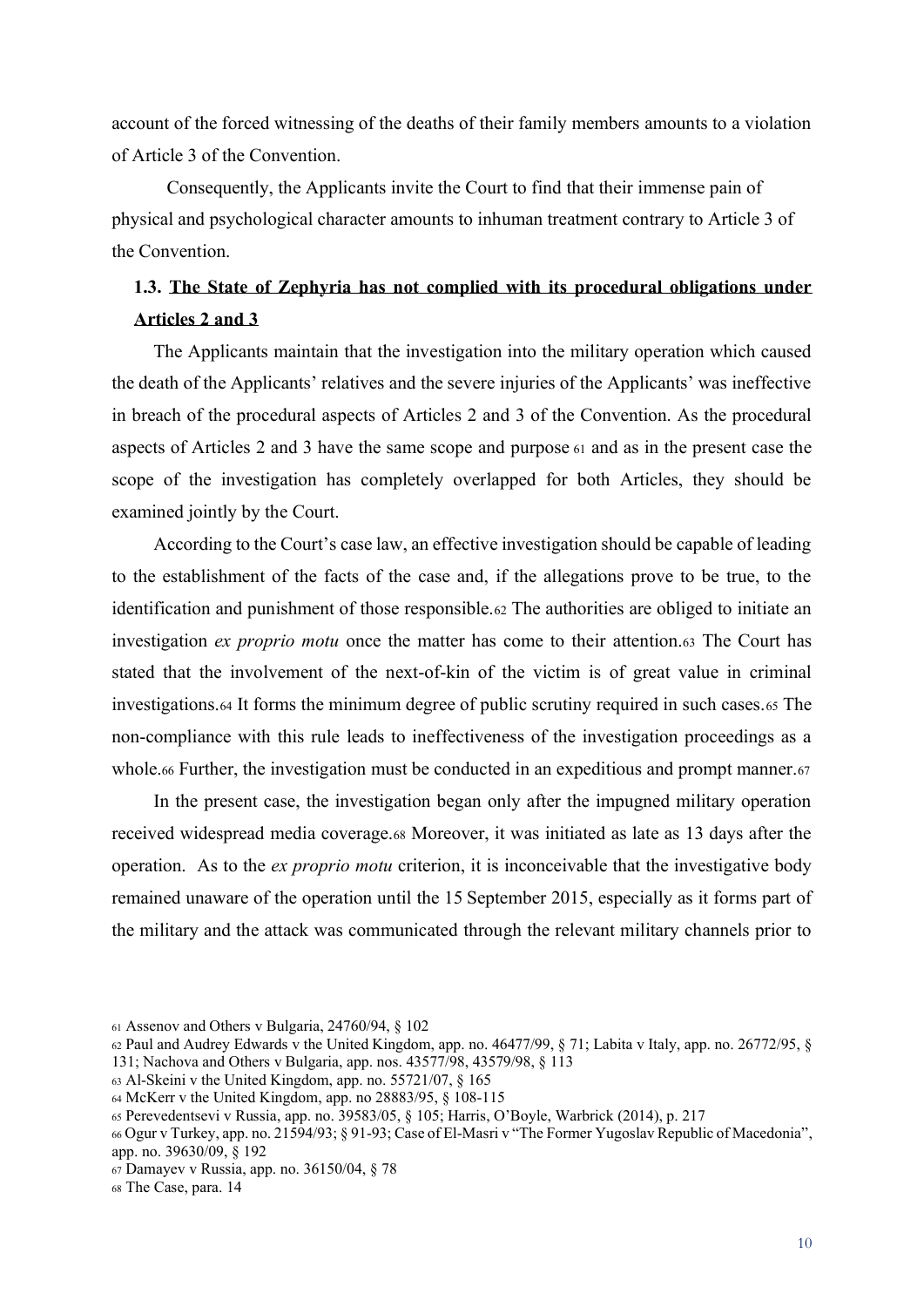account of the forced witnessing of the deaths of their family members amounts to a violation of Article 3 of the Convention.

Consequently, the Applicants invite the Court to find that their immense pain of physical and psychological character amounts to inhuman treatment contrary to Article 3 of the Convention.

### 1.3. <u>The State of Zephyria has not complied with its procedural obligations under Articles 2 and 3</u>

The Applicants maintain that the investigation into the military operation which caused the death of the Applicants' relatives and the severe injuries of the Applicants' was ineffective in breach of the procedural aspects of Articles 2 and 3 of the Convention. As the procedural aspects of Articles 2 and 3 have the same scope and purpose [61] and as in the present case the scope of the investigation has completely overlapped for both Articles, they should be examined jointly by the Court.

According to the Court's case law, an effective investigation should be capable of leading to the establishment of the facts of the case and, if the allegations prove to be true, to the identification and punishment of those responsible.[62] The authorities are obliged to initiate an investigation *ex proprio motu* once the matter has come to their attention.[63] The Court has stated that the involvement of the next-of-kin of the victim is of great value in criminal investigations.[64] It forms the minimum degree of public scrutiny required in such cases.[65] The non-compliance with this rule leads to ineffectiveness of the investigation proceedings as a whole.[66] Further, the investigation must be conducted in an expeditious and prompt manner.[67]

In the present case, the investigation began only after the impugned military operation received widespread media coverage.[68] Moreover, it was initiated as late as 13 days after the operation. As to the *ex proprio motu* criterion, it is inconceivable that the investigative body remained unaware of the operation until the 15 September 2015, especially as it forms part of the military and the attack was communicated through the relevant military channels prior to

---

[61] Assenov and Others v Bulgaria, 24760/94, § 102

[62] Paul and Audrey Edwards v the United Kingdom, app. no. 46477/99, § 71; Labita v Italy, app. no. 26772/95, § 131; Nachova and Others v Bulgaria, app. nos. 43577/98, 43579/98, § 113

[63] Al-Skeini v the United Kingdom, app. no. 55721/07, § 165

[64] McKerr v the United Kingdom, app. no 28883/95, § 108-115

[65] Perevedentsevi v Russia, app. no. 39583/05, § 105; Harris, O'Boyle, Warbrick (2014), p. 217

[66] Ogur v Turkey, app. no. 21594/93; § 91-93; Case of El-Masri v "The Former Yugoslav Republic of Macedonia", app. no. 39630/09, § 192

[67] Damayev v Russia, app. no. 36150/04, § 78

[68] The Case, para. 14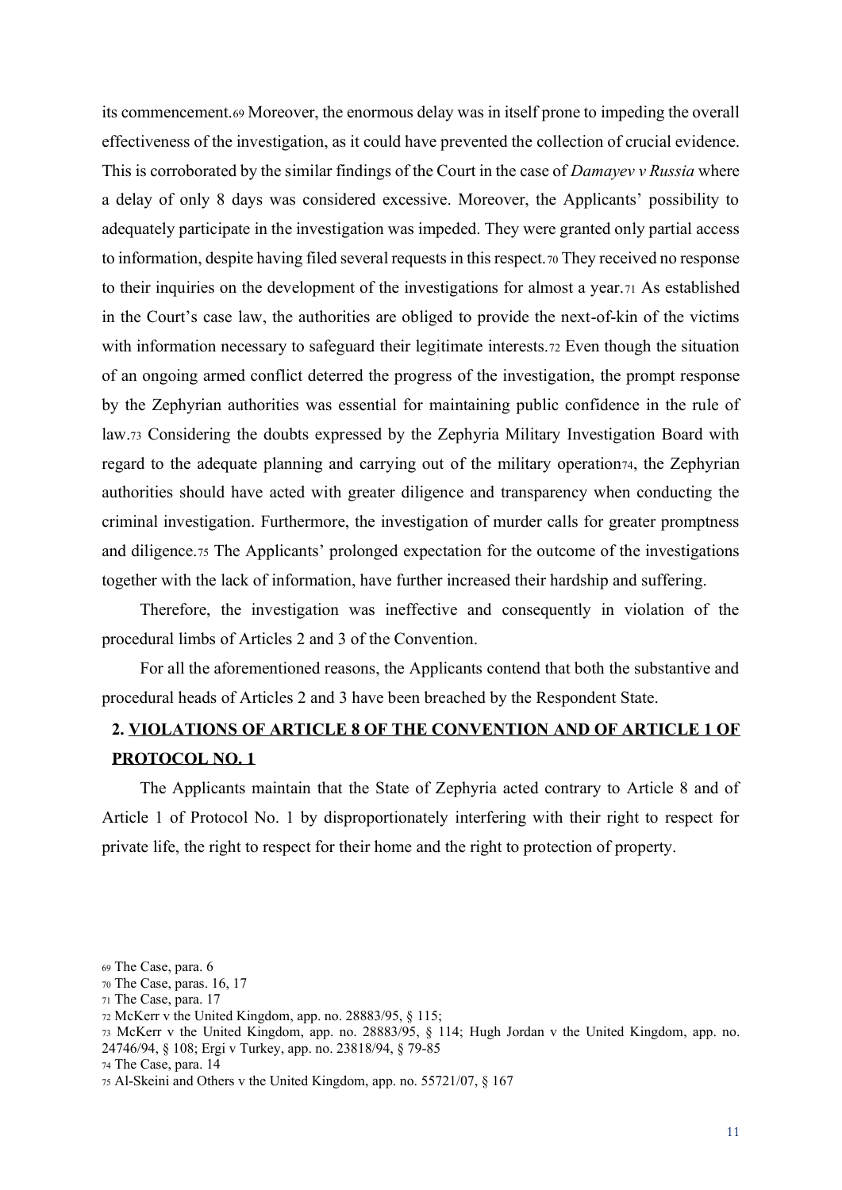its commencement.[69] Moreover, the enormous delay was in itself prone to impeding the overall effectiveness of the investigation, as it could have prevented the collection of crucial evidence. This is corroborated by the similar findings of the Court in the case of *Damayev v Russia* where a delay of only 8 days was considered excessive. Moreover, the Applicants' possibility to adequately participate in the investigation was impeded. They were granted only partial access to information, despite having filed several requests in this respect.[70] They received no response to their inquiries on the development of the investigations for almost a year.[71] As established in the Court's case law, the authorities are obliged to provide the next-of-kin of the victims with information necessary to safeguard their legitimate interests.[72] Even though the situation of an ongoing armed conflict deterred the progress of the investigation, the prompt response by the Zephyrian authorities was essential for maintaining public confidence in the rule of law.[73] Considering the doubts expressed by the Zephyria Military Investigation Board with regard to the adequate planning and carrying out of the military operation[74], the Zephyrian authorities should have acted with greater diligence and transparency when conducting the criminal investigation. Furthermore, the investigation of murder calls for greater promptness and diligence.[75] The Applicants' prolonged expectation for the outcome of the investigations together with the lack of information, have further increased their hardship and suffering.

Therefore, the investigation was ineffective and consequently in violation of the procedural limbs of Articles 2 and 3 of the Convention.

For all the aforementioned reasons, the Applicants contend that both the substantive and procedural heads of Articles 2 and 3 have been breached by the Respondent State.

## 2. VIOLATIONS OF ARTICLE 8 OF THE CONVENTION AND OF ARTICLE 1 OF PROTOCOL NO. 1

The Applicants maintain that the State of Zephyria acted contrary to Article 8 and of Article 1 of Protocol No. 1 by disproportionately interfering with their right to respect for private life, the right to respect for their home and the right to protection of property.

---

[69] The Case, para. 6

[70] The Case, paras. 16, 17

[71] The Case, para. 17

[72] McKerr v the United Kingdom, app. no. 28883/95, § 115;

[73] McKerr v the United Kingdom, app. no. 28883/95, § 114; Hugh Jordan v the United Kingdom, app. no. 24746/94, § 108; Ergi v Turkey, app. no. 23818/94, § 79-85

[74] The Case, para. 14

[75] Al-Skeini and Others v the United Kingdom, app. no. 55721/07, § 167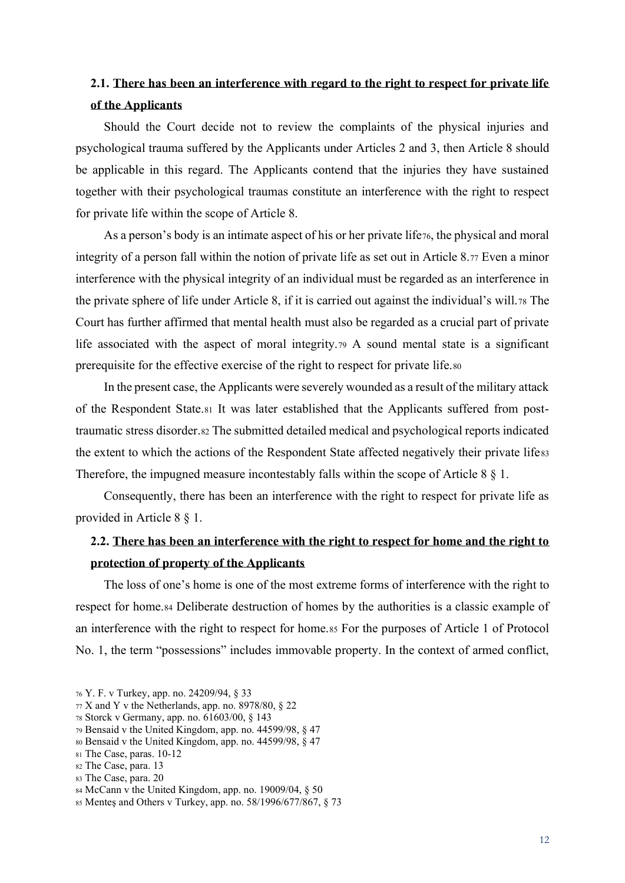### 2.1. <u>There has been an interference with regard to the right to respect for private life of the Applicants</u>

Should the Court decide not to review the complaints of the physical injuries and psychological trauma suffered by the Applicants under Articles 2 and 3, then Article 8 should be applicable in this regard. The Applicants contend that the injuries they have sustained together with their psychological traumas constitute an interference with the right to respect for private life within the scope of Article 8.

As a person's body is an intimate aspect of his or her private life[76], the physical and moral integrity of a person fall within the notion of private life as set out in Article 8.[77] Even a minor interference with the physical integrity of an individual must be regarded as an interference in the private sphere of life under Article 8, if it is carried out against the individual's will.[78] The Court has further affirmed that mental health must also be regarded as a crucial part of private life associated with the aspect of moral integrity.[79] A sound mental state is a significant prerequisite for the effective exercise of the right to respect for private life.[80]

In the present case, the Applicants were severely wounded as a result of the military attack of the Respondent State.[81] It was later established that the Applicants suffered from post-traumatic stress disorder.[82] The submitted detailed medical and psychological reports indicated the extent to which the actions of the Respondent State affected negatively their private life[83] Therefore, the impugned measure incontestably falls within the scope of Article 8 § 1.

Consequently, there has been an interference with the right to respect for private life as provided in Article 8 § 1.

### 2.2. <u>There has been an interference with the right to respect for home and the right to protection of property of the Applicants</u>

The loss of one's home is one of the most extreme forms of interference with the right to respect for home.[84] Deliberate destruction of homes by the authorities is a classic example of an interference with the right to respect for home.[85] For the purposes of Article 1 of Protocol No. 1, the term "possessions" includes immovable property. In the context of armed conflict,

---

[76] Y. F. v Turkey, app. no. 24209/94, § 33
[77] X and Y v the Netherlands, app. no. 8978/80, § 22
[78] Storck v Germany, app. no. 61603/00, § 143
[79] Bensaid v the United Kingdom, app. no. 44599/98, § 47
[80] Bensaid v the United Kingdom, app. no. 44599/98, § 47
[81] The Case, paras. 10-12
[82] The Case, para. 13
[83] The Case, para. 20
[84] McCann v the United Kingdom, app. no. 19009/04, § 50
[85] Menteş and Others v Turkey, app. no. 58/1996/677/867, § 73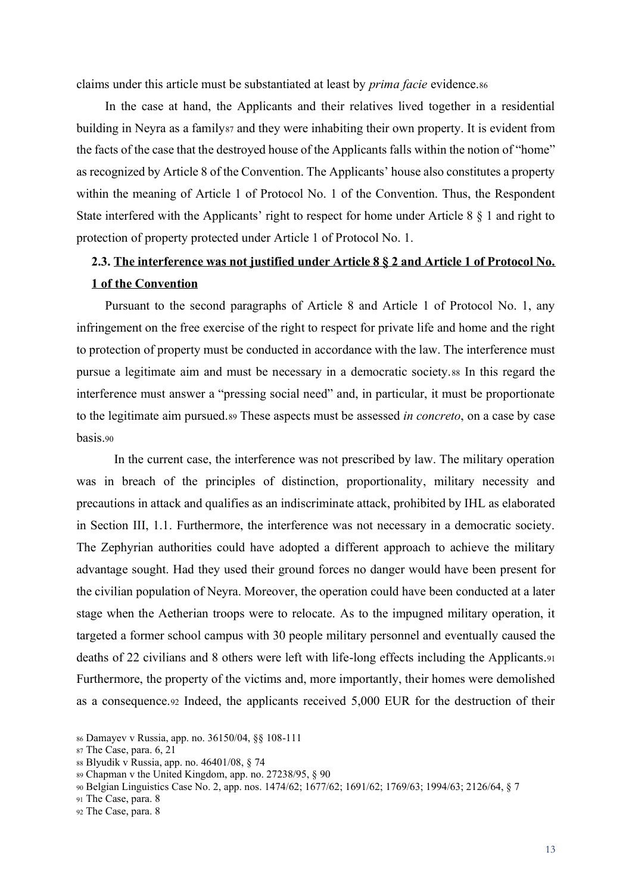claims under this article must be substantiated at least by *prima facie* evidence.[86]

In the case at hand, the Applicants and their relatives lived together in a residential building in Neyra as a family[87] and they were inhabiting their own property. It is evident from the facts of the case that the destroyed house of the Applicants falls within the notion of "home" as recognized by Article 8 of the Convention. The Applicants' house also constitutes a property within the meaning of Article 1 of Protocol No. 1 of the Convention. Thus, the Respondent State interfered with the Applicants' right to respect for home under Article 8 § 1 and right to protection of property protected under Article 1 of Protocol No. 1.

### 2.3. <u>The interference was not justified under Article 8 § 2 and Article 1 of Protocol No. 1 of the Convention</u>

Pursuant to the second paragraphs of Article 8 and Article 1 of Protocol No. 1, any infringement on the free exercise of the right to respect for private life and home and the right to protection of property must be conducted in accordance with the law. The interference must pursue a legitimate aim and must be necessary in a democratic society.[88] In this regard the interference must answer a "pressing social need" and, in particular, it must be proportionate to the legitimate aim pursued.[89] These aspects must be assessed *in concreto*, on a case by case basis.[90]

In the current case, the interference was not prescribed by law. The military operation was in breach of the principles of distinction, proportionality, military necessity and precautions in attack and qualifies as an indiscriminate attack, prohibited by IHL as elaborated in Section III, 1.1. Furthermore, the interference was not necessary in a democratic society. The Zephyrian authorities could have adopted a different approach to achieve the military advantage sought. Had they used their ground forces no danger would have been present for the civilian population of Neyra. Moreover, the operation could have been conducted at a later stage when the Aetherian troops were to relocate. As to the impugned military operation, it targeted a former school campus with 30 people military personnel and eventually caused the deaths of 22 civilians and 8 others were left with life-long effects including the Applicants.[91] Furthermore, the property of the victims and, more importantly, their homes were demolished as a consequence.[92] Indeed, the applicants received 5,000 EUR for the destruction of their

---

[86] Damayev v Russia, app. no. 36150/04, §§ 108-111

[87] The Case, para. 6, 21

[88] Blyudik v Russia, app. no. 46401/08, § 74

[89] Chapman v the United Kingdom, app. no. 27238/95, § 90

[90] Belgian Linguistics Case No. 2, app. nos. 1474/62; 1677/62; 1691/62; 1769/63; 1994/63; 2126/64, § 7

[91] The Case, para. 8

[92] The Case, para. 8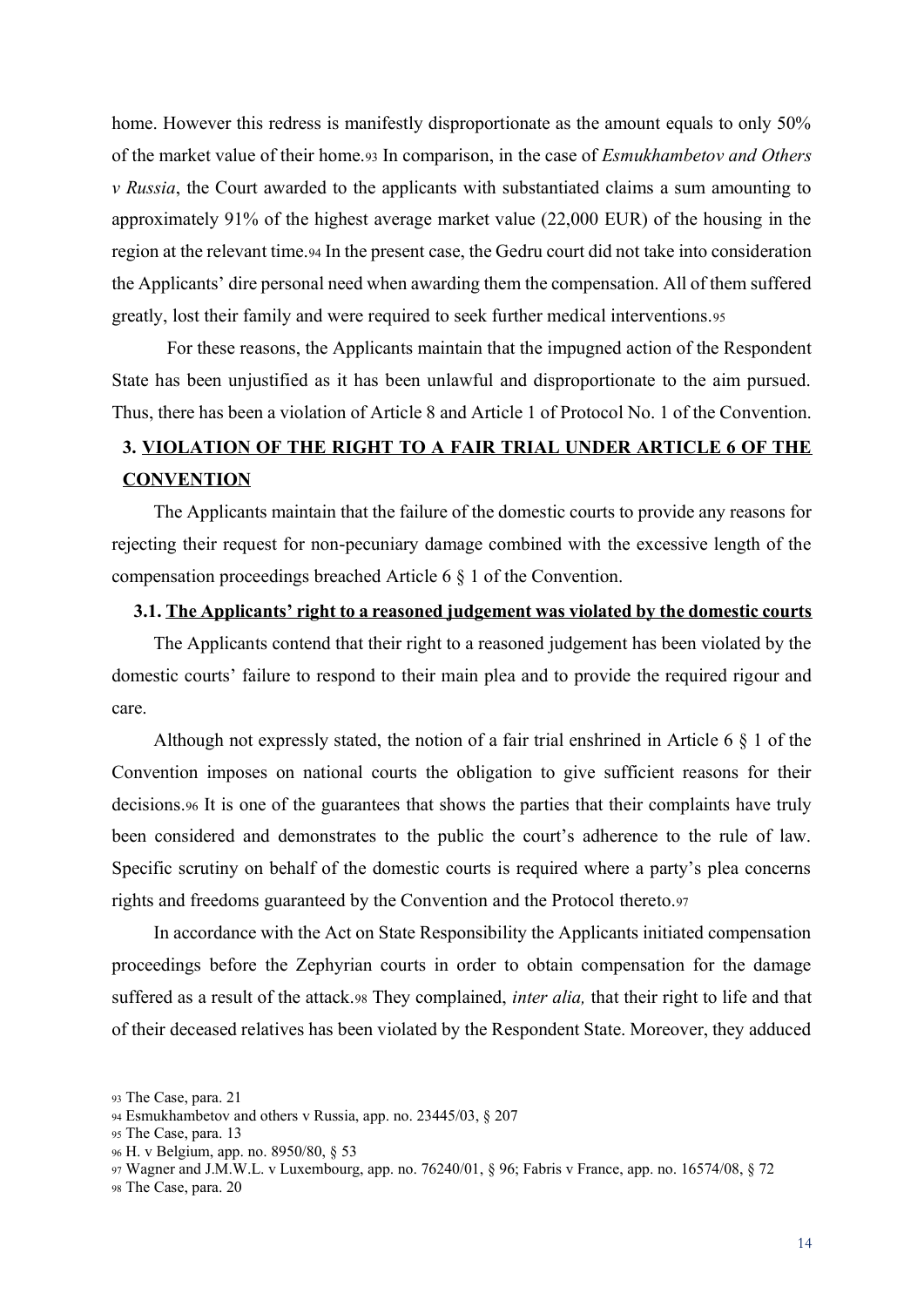home. However this redress is manifestly disproportionate as the amount equals to only 50% of the market value of their home.[93] In comparison, in the case of *Esmukhambetov and Others v Russia*, the Court awarded to the applicants with substantiated claims a sum amounting to approximately 91% of the highest average market value (22,000 EUR) of the housing in the region at the relevant time.[94] In the present case, the Gedru court did not take into consideration the Applicants' dire personal need when awarding them the compensation. All of them suffered greatly, lost their family and were required to seek further medical interventions.[95]

For these reasons, the Applicants maintain that the impugned action of the Respondent State has been unjustified as it has been unlawful and disproportionate to the aim pursued. Thus, there has been a violation of Article 8 and Article 1 of Protocol No. 1 of the Convention.

## 3. VIOLATION OF THE RIGHT TO A FAIR TRIAL UNDER ARTICLE 6 OF THE CONVENTION

The Applicants maintain that the failure of the domestic courts to provide any reasons for rejecting their request for non-pecuniary damage combined with the excessive length of the compensation proceedings breached Article 6 § 1 of the Convention.

### 3.1. The Applicants' right to a reasoned judgement was violated by the domestic courts

The Applicants contend that their right to a reasoned judgement has been violated by the domestic courts' failure to respond to their main plea and to provide the required rigour and care.

Although not expressly stated, the notion of a fair trial enshrined in Article 6 § 1 of the Convention imposes on national courts the obligation to give sufficient reasons for their decisions.[96] It is one of the guarantees that shows the parties that their complaints have truly been considered and demonstrates to the public the court's adherence to the rule of law. Specific scrutiny on behalf of the domestic courts is required where a party's plea concerns rights and freedoms guaranteed by the Convention and the Protocol thereto.[97]

In accordance with the Act on State Responsibility the Applicants initiated compensation proceedings before the Zephyrian courts in order to obtain compensation for the damage suffered as a result of the attack.[98] They complained, *inter alia,* that their right to life and that of their deceased relatives has been violated by the Respondent State. Moreover, they adduced

---

[93] The Case, para. 21

[94] Esmukhambetov and others v Russia, app. no. 23445/03, § 207

[95] The Case, para. 13

[96] H. v Belgium, app. no. 8950/80, § 53

[97] Wagner and J.M.W.L. v Luxembourg, app. no. 76240/01, § 96; Fabris v France, app. no. 16574/08, § 72

[98] The Case, para. 20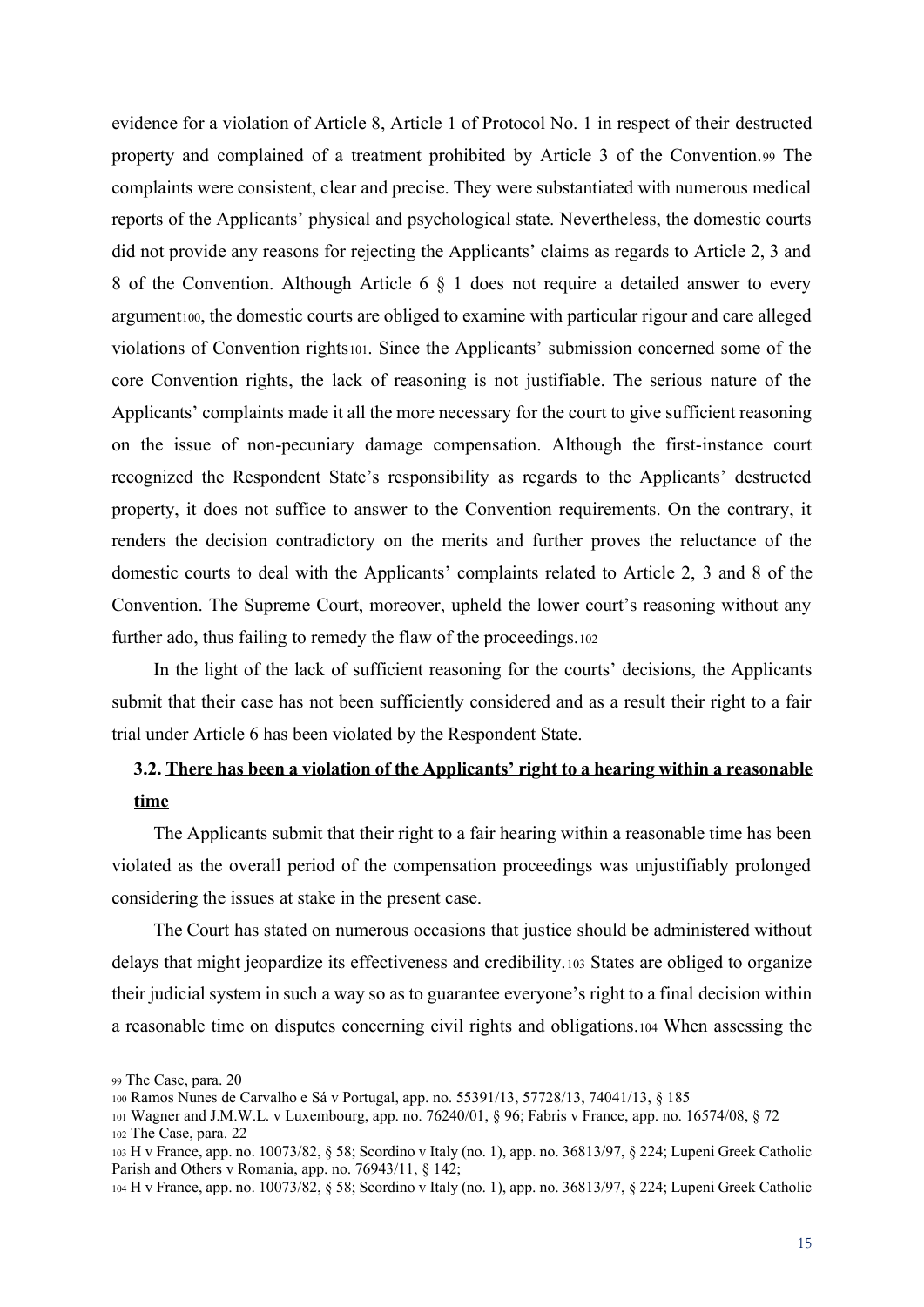evidence for a violation of Article 8, Article 1 of Protocol No. 1 in respect of their destructed property and complained of a treatment prohibited by Article 3 of the Convention.[99] The complaints were consistent, clear and precise. They were substantiated with numerous medical reports of the Applicants' physical and psychological state. Nevertheless, the domestic courts did not provide any reasons for rejecting the Applicants' claims as regards to Article 2, 3 and 8 of the Convention. Although Article 6 § 1 does not require a detailed answer to every argument[100], the domestic courts are obliged to examine with particular rigour and care alleged violations of Convention rights[101]. Since the Applicants' submission concerned some of the core Convention rights, the lack of reasoning is not justifiable. The serious nature of the Applicants' complaints made it all the more necessary for the court to give sufficient reasoning on the issue of non-pecuniary damage compensation. Although the first-instance court recognized the Respondent State's responsibility as regards to the Applicants' destructed property, it does not suffice to answer to the Convention requirements. On the contrary, it renders the decision contradictory on the merits and further proves the reluctance of the domestic courts to deal with the Applicants' complaints related to Article 2, 3 and 8 of the Convention. The Supreme Court, moreover, upheld the lower court's reasoning without any further ado, thus failing to remedy the flaw of the proceedings.[102]

In the light of the lack of sufficient reasoning for the courts' decisions, the Applicants submit that their case has not been sufficiently considered and as a result their right to a fair trial under Article 6 has been violated by the Respondent State.

### 3.2. <u>There has been a violation of the Applicants' right to a hearing within a reasonable time</u>

The Applicants submit that their right to a fair hearing within a reasonable time has been violated as the overall period of the compensation proceedings was unjustifiably prolonged considering the issues at stake in the present case.

The Court has stated on numerous occasions that justice should be administered without delays that might jeopardize its effectiveness and credibility.[103] States are obliged to organize their judicial system in such a way so as to guarantee everyone's right to a final decision within a reasonable time on disputes concerning civil rights and obligations.[104] When assessing the

---

[99] The Case, para. 20

[100] Ramos Nunes de Carvalho e Sá v Portugal, app. no. 55391/13, 57728/13, 74041/13, § 185

[101] Wagner and J.M.W.L. v Luxembourg, app. no. 76240/01, § 96; Fabris v France, app. no. 16574/08, § 72

[102] The Case, para. 22

[103] H v France, app. no. 10073/82, § 58; Scordino v Italy (no. 1), app. no. 36813/97, § 224; Lupeni Greek Catholic Parish and Others v Romania, app. no. 76943/11, § 142;

[104] H v France, app. no. 10073/82, § 58; Scordino v Italy (no. 1), app. no. 36813/97, § 224; Lupeni Greek Catholic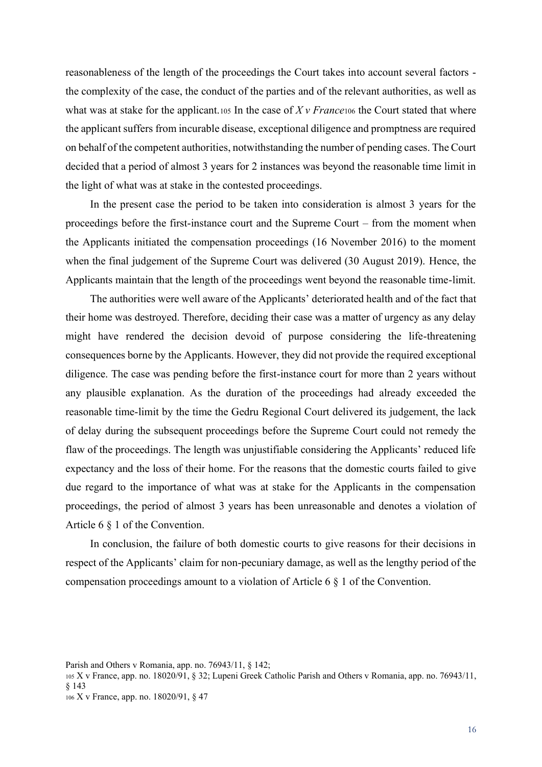reasonableness of the length of the proceedings the Court takes into account several factors - the complexity of the case, the conduct of the parties and of the relevant authorities, as well as what was at stake for the applicant.[105] In the case of *X v France*[106] the Court stated that where the applicant suffers from incurable disease, exceptional diligence and promptness are required on behalf of the competent authorities, notwithstanding the number of pending cases. The Court decided that a period of almost 3 years for 2 instances was beyond the reasonable time limit in the light of what was at stake in the contested proceedings.

In the present case the period to be taken into consideration is almost 3 years for the proceedings before the first-instance court and the Supreme Court – from the moment when the Applicants initiated the compensation proceedings (16 November 2016) to the moment when the final judgement of the Supreme Court was delivered (30 August 2019). Hence, the Applicants maintain that the length of the proceedings went beyond the reasonable time-limit.

The authorities were well aware of the Applicants' deteriorated health and of the fact that their home was destroyed. Therefore, deciding their case was a matter of urgency as any delay might have rendered the decision devoid of purpose considering the life-threatening consequences borne by the Applicants. However, they did not provide the required exceptional diligence. The case was pending before the first-instance court for more than 2 years without any plausible explanation. As the duration of the proceedings had already exceeded the reasonable time-limit by the time the Gedru Regional Court delivered its judgement, the lack of delay during the subsequent proceedings before the Supreme Court could not remedy the flaw of the proceedings. The length was unjustifiable considering the Applicants' reduced life expectancy and the loss of their home. For the reasons that the domestic courts failed to give due regard to the importance of what was at stake for the Applicants in the compensation proceedings, the period of almost 3 years has been unreasonable and denotes a violation of Article 6 § 1 of the Convention.

In conclusion, the failure of both domestic courts to give reasons for their decisions in respect of the Applicants' claim for non-pecuniary damage, as well as the lengthy period of the compensation proceedings amount to a violation of Article 6 § 1 of the Convention.

---

Parish and Others v Romania, app. no. 76943/11, § 142;

[105] X v France, app. no. 18020/91, § 32; Lupeni Greek Catholic Parish and Others v Romania, app. no. 76943/11, § 143

[106] X v France, app. no. 18020/91, § 47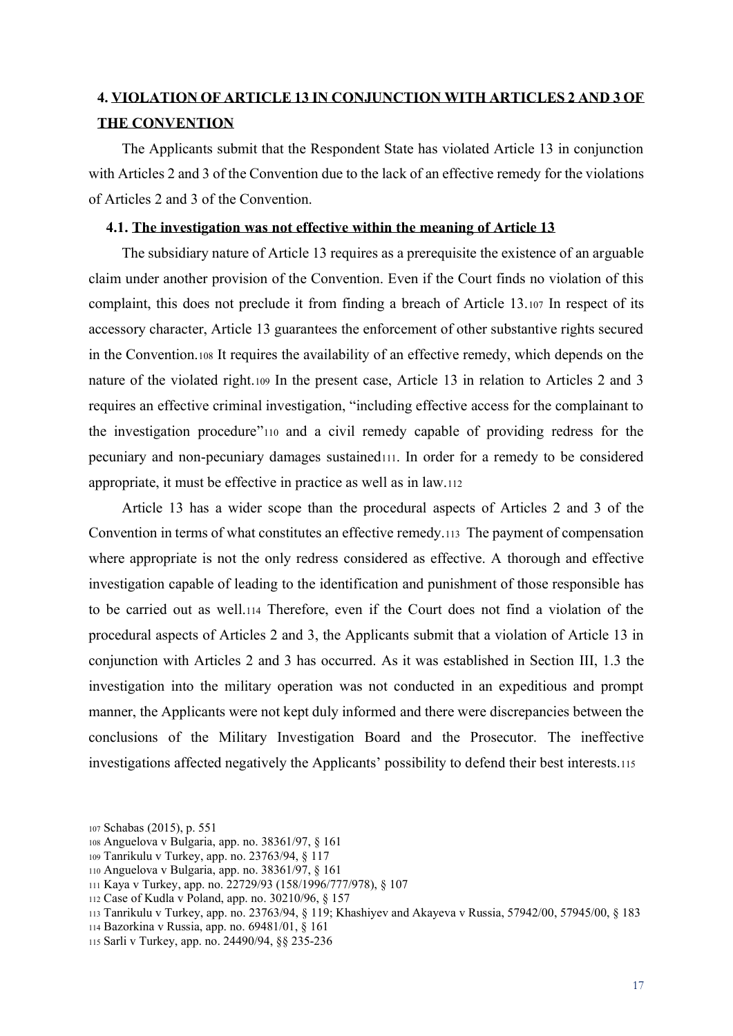## 4. VIOLATION OF ARTICLE 13 IN CONJUNCTION WITH ARTICLES 2 AND 3 OF THE CONVENTION

The Applicants submit that the Respondent State has violated Article 13 in conjunction with Articles 2 and 3 of the Convention due to the lack of an effective remedy for the violations of Articles 2 and 3 of the Convention.

### 4.1. The investigation was not effective within the meaning of Article 13

The subsidiary nature of Article 13 requires as a prerequisite the existence of an arguable claim under another provision of the Convention. Even if the Court finds no violation of this complaint, this does not preclude it from finding a breach of Article 13.[107] In respect of its accessory character, Article 13 guarantees the enforcement of other substantive rights secured in the Convention.[108] It requires the availability of an effective remedy, which depends on the nature of the violated right.[109] In the present case, Article 13 in relation to Articles 2 and 3 requires an effective criminal investigation, "including effective access for the complainant to the investigation procedure"[110] and a civil remedy capable of providing redress for the pecuniary and non-pecuniary damages sustained[111]. In order for a remedy to be considered appropriate, it must be effective in practice as well as in law.[112]

Article 13 has a wider scope than the procedural aspects of Articles 2 and 3 of the Convention in terms of what constitutes an effective remedy.[113] The payment of compensation where appropriate is not the only redress considered as effective. A thorough and effective investigation capable of leading to the identification and punishment of those responsible has to be carried out as well.[114] Therefore, even if the Court does not find a violation of the procedural aspects of Articles 2 and 3, the Applicants submit that a violation of Article 13 in conjunction with Articles 2 and 3 has occurred. As it was established in Section III, 1.3 the investigation into the military operation was not conducted in an expeditious and prompt manner, the Applicants were not kept duly informed and there were discrepancies between the conclusions of the Military Investigation Board and the Prosecutor. The ineffective investigations affected negatively the Applicants' possibility to defend their best interests.[115]

---

[107] Schabas (2015), p. 551

[108] Anguelova v Bulgaria, app. no. 38361/97, § 161

[109] Tanrikulu v Turkey, app. no. 23763/94, § 117

[110] Anguelova v Bulgaria, app. no. 38361/97, § 161

[111] Kaya v Turkey, app. no. 22729/93 (158/1996/777/978), § 107

[112] Case of Kudla v Poland, app. no. 30210/96, § 157

[113] Tanrikulu v Turkey, app. no. 23763/94, § 119; Khashiyev and Akayeva v Russia, 57942/00, 57945/00, § 183

[114] Bazorkina v Russia, app. no. 69481/01, § 161

[115] Sarli v Turkey, app. no. 24490/94, §§ 235-236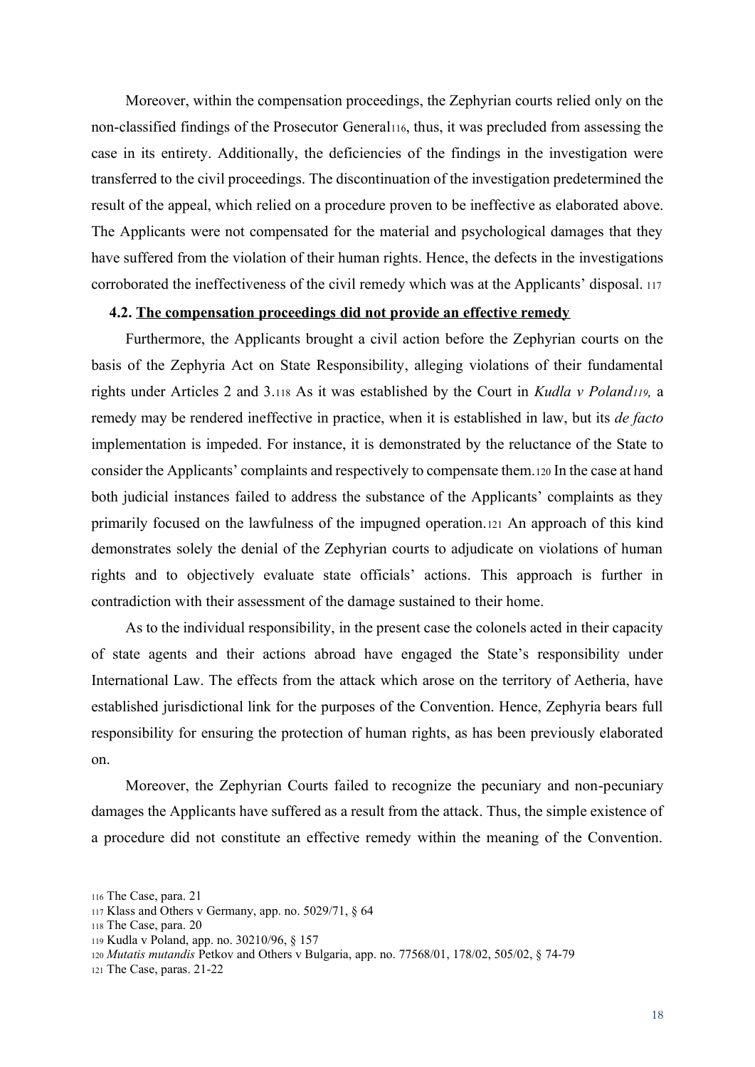Moreover, within the compensation proceedings, the Zephyrian courts relied only on the non-classified findings of the Prosecutor General[116], thus, it was precluded from assessing the case in its entirety. Additionally, the deficiencies of the findings in the investigation were transferred to the civil proceedings. The discontinuation of the investigation predetermined the result of the appeal, which relied on a procedure proven to be ineffective as elaborated above. The Applicants were not compensated for the material and psychological damages that they have suffered from the violation of their human rights. Hence, the defects in the investigations corroborated the ineffectiveness of the civil remedy which was at the Applicants' disposal. [117]

#### 4.2. <u>The compensation proceedings did not provide an effective remedy</u>

Furthermore, the Applicants brought a civil action before the Zephyrian courts on the basis of the Zephyria Act on State Responsibility, alleging violations of their fundamental rights under Articles 2 and 3.[118] As it was established by the Court in *Kudla v Poland*[119], a remedy may be rendered ineffective in practice, when it is established in law, but its *de facto* implementation is impeded. For instance, it is demonstrated by the reluctance of the State to consider the Applicants' complaints and respectively to compensate them.[120] In the case at hand both judicial instances failed to address the substance of the Applicants' complaints as they primarily focused on the lawfulness of the impugned operation.[121] An approach of this kind demonstrates solely the denial of the Zephyrian courts to adjudicate on violations of human rights and to objectively evaluate state officials' actions. This approach is further in contradiction with their assessment of the damage sustained to their home.

As to the individual responsibility, in the present case the colonels acted in their capacity of state agents and their actions abroad have engaged the State's responsibility under International Law. The effects from the attack which arose on the territory of Aetheria, have established jurisdictional link for the purposes of the Convention. Hence, Zephyria bears full responsibility for ensuring the protection of human rights, as has been previously elaborated on.

Moreover, the Zephyrian Courts failed to recognize the pecuniary and non-pecuniary damages the Applicants have suffered as a result from the attack. Thus, the simple existence of a procedure did not constitute an effective remedy within the meaning of the Convention.

---

[116] The Case, para. 21

[117] Klass and Others v Germany, app. no. 5029/71, § 64

[118] The Case, para. 20

[119] Kudla v Poland, app. no. 30210/96, § 157

[120] *Mutatis mutandis* Petkov and Others v Bulgaria, app. no. 77568/01, 178/02, 505/02, § 74-79

[121] The Case, paras. 21-22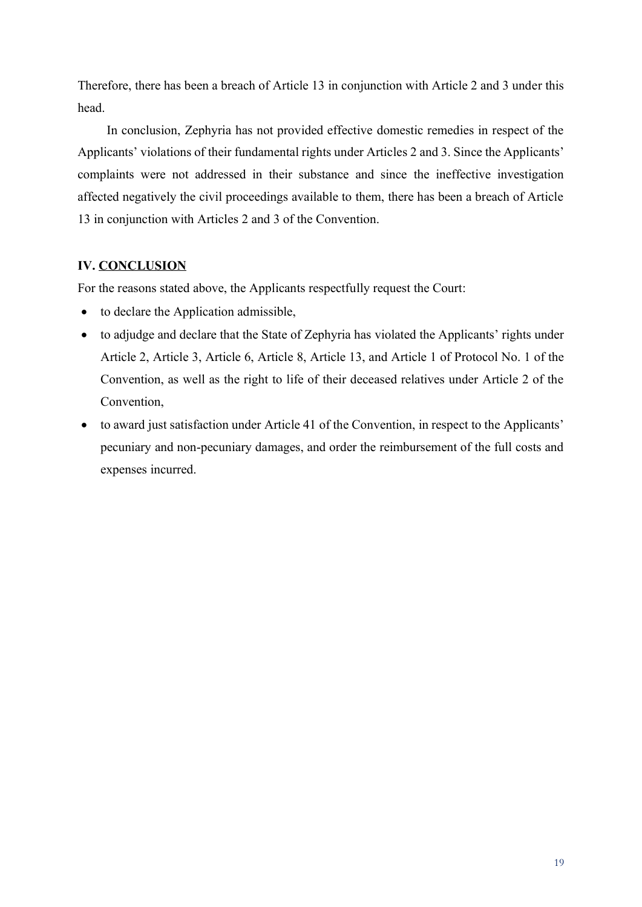Therefore, there has been a breach of Article 13 in conjunction with Article 2 and 3 under this head.

In conclusion, Zephyria has not provided effective domestic remedies in respect of the Applicants' violations of their fundamental rights under Articles 2 and 3. Since the Applicants' complaints were not addressed in their substance and since the ineffective investigation affected negatively the civil proceedings available to them, there has been a breach of Article 13 in conjunction with Articles 2 and 3 of the Convention.

## IV. CONCLUSION

For the reasons stated above, the Applicants respectfully request the Court:

- to declare the Application admissible,
- to adjudge and declare that the State of Zephyria has violated the Applicants' rights under Article 2, Article 3, Article 6, Article 8, Article 13, and Article 1 of Protocol No. 1 of the Convention, as well as the right to life of their deceased relatives under Article 2 of the Convention,
- to award just satisfaction under Article 41 of the Convention, in respect to the Applicants' pecuniary and non-pecuniary damages, and order the reimbursement of the full costs and expenses incurred.